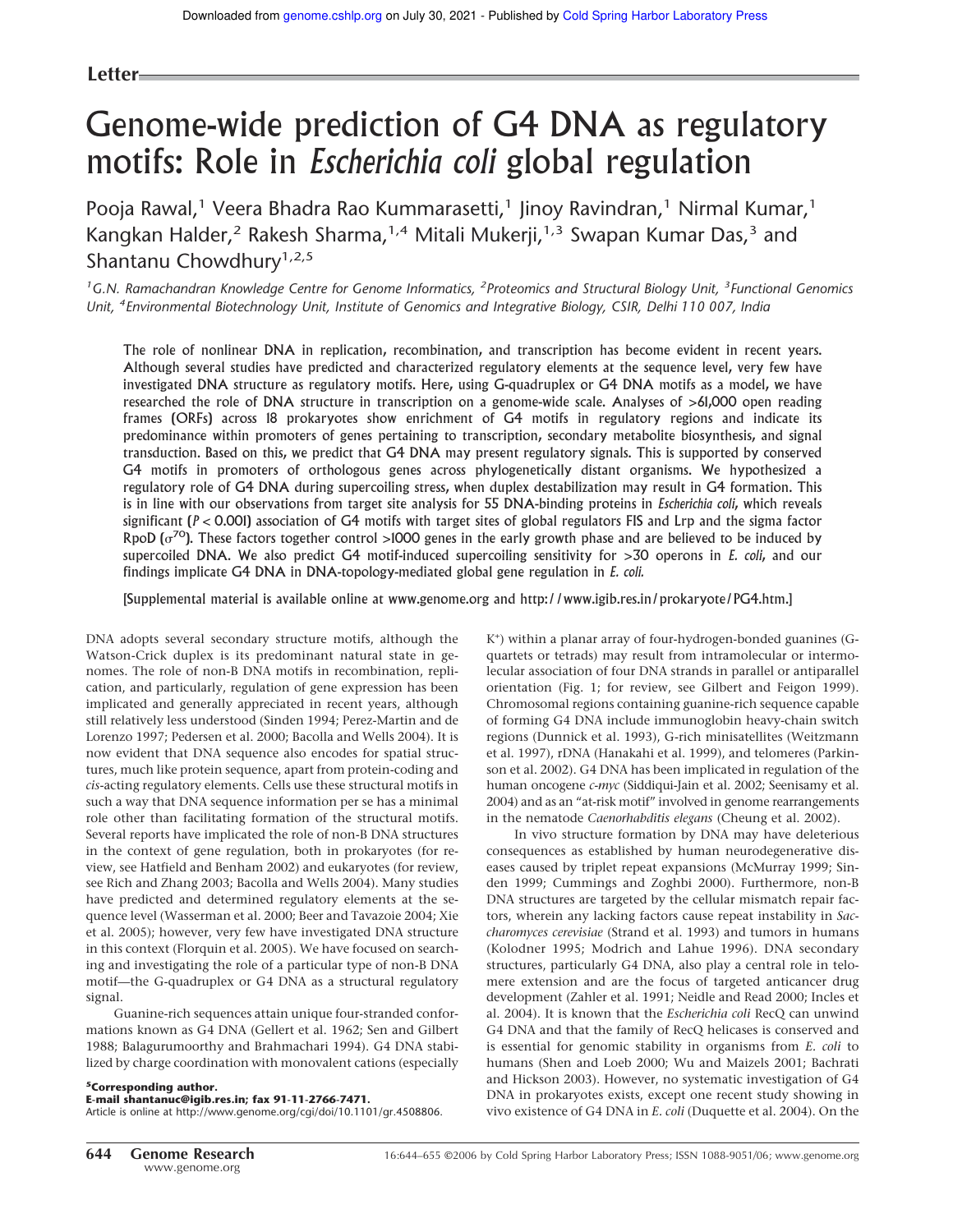Letter

# Genome-wide prediction of G4 DNA as regulatory motifs: Role in *Escherichia coli* global regulation

Pooja Rawal,[1] Veera Bhadra Rao Kummarasetti,[1] Jinoy Ravindran,[1] Nirmal Kumar,[1] Kangkan Halder,[2] Rakesh Sharma,[1,4] Mitali Mukerji,[1,3] Swapan Kumar Das,[3] and Shantanu Chowdhury[1,2,5]

[1]G.N. Ramachandran Knowledge Centre for Genome Informatics, [2]Proteomics and Structural Biology Unit, [3]Functional Genomics Unit, [4]Environmental Biotechnology Unit, Institute of Genomics and Integrative Biology, CSIR, Delhi 110 007, India

**The role of nonlinear DNA in replication, recombination, and transcription has become evident in recent years. Although several studies have predicted and characterized regulatory elements at the sequence level, very few have investigated DNA structure as regulatory motifs. Here, using G-quadruplex or G4 DNA motifs as a model, we have researched the role of DNA structure in transcription on a genome-wide scale. Analyses of >61,000 open reading frames (ORFs) across 18 prokaryotes show enrichment of G4 motifs in regulatory regions and indicate its predominance within promoters of genes pertaining to transcription, secondary metabolite biosynthesis, and signal transduction. Based on this, we predict that G4 DNA may present regulatory signals. This is supported by conserved G4 motifs in promoters of orthologous genes across phylogenetically distant organisms. We hypothesized a regulatory role of G4 DNA during supercoiling stress, when duplex destabilization may result in G4 formation. This is in line with our observations from target site analysis for 55 DNA-binding proteins in *Escherichia coli*, which reveals significant ($P < 0.001$) association of G4 motifs with target sites of global regulators FIS and Lrp and the sigma factor RpoD ($\sigma^{70}$). These factors together control >1000 genes in the early growth phase and are believed to be induced by supercoiled DNA. We also predict G4 motif-induced supercoiling sensitivity for >30 operons in *E. coli*, and our findings implicate G4 DNA in DNA-topology-mediated global gene regulation in *E. coli*.**

[Supplemental material is available online at www.genome.org and http://www.igib.res.in/prokaryote/PG4.htm.]

DNA adopts several secondary structure motifs, although the Watson-Crick duplex is its predominant natural state in genomes. The role of non-B DNA motifs in recombination, replication, and particularly, regulation of gene expression has been implicated and generally appreciated in recent years, although still relatively less understood (Sinden 1994; Perez-Martin and de Lorenzo 1997; Pedersen et al. 2000; Bacolla and Wells 2004). It is now evident that DNA sequence also encodes for spatial structures, much like protein sequence, apart from protein-coding and *cis*-acting regulatory elements. Cells use these structural motifs in such a way that DNA sequence information per se has a minimal role other than facilitating formation of the structural motifs. Several reports have implicated the role of non-B DNA structures in the context of gene regulation, both in prokaryotes (for review, see Hatfield and Benham 2002) and eukaryotes (for review, see Rich and Zhang 2003; Bacolla and Wells 2004). Many studies have predicted and determined regulatory elements at the sequence level (Wasserman et al. 2000; Beer and Tavazoie 2004; Xie et al. 2005); however, very few have investigated DNA structure in this context (Florquin et al. 2005). We have focused on searching and investigating the role of a particular type of non-B DNA motif—the G-quadruplex or G4 DNA as a structural regulatory signal.

Guanine-rich sequences attain unique four-stranded conformations known as G4 DNA (Gellert et al. 1962; Sen and Gilbert 1988; Balagurumoorthy and Brahmachari 1994). G4 DNA stabilized by charge coordination with monovalent cations (especially $K^+$) within a planar array of four-hydrogen-bonded guanines (G-quartets or tetrads) may result from intramolecular or intermolecular association of four DNA strands in parallel or antiparallel orientation (Fig. 1; for review, see Gilbert and Feigon 1999). Chromosomal regions containing guanine-rich sequence capable of forming G4 DNA include immunoglobin heavy-chain switch regions (Dunnick et al. 1993), G-rich minisatellites (Weitzmann et al. 1997), rDNA (Hanakahi et al. 1999), and telomeres (Parkinson et al. 2002). G4 DNA has been implicated in regulation of the human oncogene *c-myc* (Siddiqui-Jain et al. 2002; Seenisamy et al. 2004) and as an "at-risk motif" involved in genome rearrangements in the nematode *Caenorhabditis elegans* (Cheung et al. 2002).

In vivo structure formation by DNA may have deleterious consequences as established by human neurodegenerative diseases caused by triplet repeat expansions (McMurray 1999; Sinden 1999; Cummings and Zoghbi 2000). Furthermore, non-B DNA structures are targeted by the cellular mismatch repair factors, wherein any lacking factors cause repeat instability in *Saccharomyces cerevisiae* (Strand et al. 1993) and tumors in humans (Kolodner 1995; Modrich and Lahue 1996). DNA secondary structures, particularly G4 DNA, also play a central role in telomere extension and are the focus of targeted anticancer drug development (Zahler et al. 1991; Neidle and Read 2000; Incles et al. 2004). It is known that the *Escherichia coli* RecQ can unwind G4 DNA and that the family of RecQ helicases is conserved and is essential for genomic stability in organisms from *E. coli* to humans (Shen and Loeb 2000; Wu and Maizels 2001; Bachrati and Hickson 2003). However, no systematic investigation of G4 DNA in prokaryotes exists, except one recent study showing in vivo existence of G4 DNA in *E. coli* (Duquette et al. 2004). On the

[5]**Corresponding author.**
**E-mail shantanuc@igib.res.in; fax 91-11-2766-7471.**
Article is online at http://www.genome.org/cgi/doi/10.1101/gr.4508806.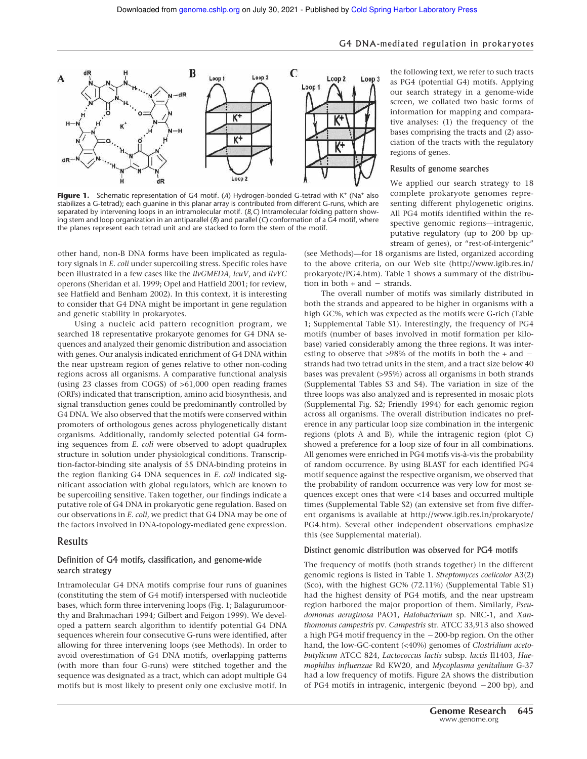**Figure 1.** Schematic representation of G4 motif. (*A*) Hydrogen-bonded G-tetrad with $K^+$ ($Na^+$ also stabilizes a G-tetrad); each guanine in this planar array is contributed from different G-runs, which are separated by intervening loops in an intramolecular motif. (*B,C*) Intramolecular folding pattern showing stem and loop organization in an antiparallel (*B*) and parallel (*C*) conformation of a G4 motif, where the planes represent each tetrad unit and are stacked to form the stem of the motif.

other hand, non-B DNA forms have been implicated as regulatory signals in *E. coli* under supercoiling stress. Specific roles have been illustrated in a few cases like the *ilvGMEDA*, *leuV*, and *ilvYC* operons (Sheridan et al. 1999; Opel and Hatfield 2001; for review, see Hatfield and Benham 2002). In this context, it is interesting to consider that G4 DNA might be important in gene regulation and genetic stability in prokaryotes.

Using a nucleic acid pattern recognition program, we searched 18 representative prokaryote genomes for G4 DNA sequences and analyzed their genomic distribution and association with genes. Our analysis indicated enrichment of G4 DNA within the near upstream region of genes relative to other non-coding regions across all organisms. A comparative functional analysis (using 23 classes from COGS) of >61,000 open reading frames (ORFs) indicated that transcription, amino acid biosynthesis, and signal transduction genes could be predominantly controlled by G4 DNA. We also observed that the motifs were conserved within promoters of orthologous genes across phylogenetically distant organisms. Additionally, randomly selected potential G4 forming sequences from *E. coli* were observed to adopt quadruplex structure in solution under physiological conditions. Transcription-factor-binding site analysis of 55 DNA-binding proteins in the region flanking G4 DNA sequences in *E. coli* indicated significant association with global regulators, which are known to be supercoiling sensitive. Taken together, our findings indicate a putative role of G4 DNA in prokaryotic gene regulation. Based on our observations in *E. coli*, we predict that G4 DNA may be one of the factors involved in DNA-topology-mediated gene expression.

## Results

### Definition of G4 motifs, classification, and genome-wide search strategy

Intramolecular G4 DNA motifs comprise four runs of guanines (constituting the stem of G4 motif) interspersed with nucleotide bases, which form three intervening loops (Fig. 1; Balagurumoorthy and Brahmachari 1994; Gilbert and Feigon 1999). We developed a pattern search algorithm to identify potential G4 DNA sequences wherein four consecutive G-runs were identified, after allowing for three intervening loops (see Methods). In order to avoid overestimation of G4 DNA motifs, overlapping patterns (with more than four G-runs) were stitched together and the sequence was designated as a tract, which can adopt multiple G4 motifs but is most likely to present only one exclusive motif. In the following text, we refer to such tracts as PG4 (potential G4) motifs. Applying our search strategy in a genome-wide screen, we collated two basic forms of information for mapping and comparative analyses: (1) the frequency of the bases comprising the tracts and (2) association of the tracts with the regulatory regions of genes.

### Results of genome searches

We applied our search strategy to 18 complete prokaryote genomes representing different phylogenetic origins. All PG4 motifs identified within the respective genomic regions—intragenic, putative regulatory (up to 200 bp upstream of genes), or "rest-of-intergenic" (see Methods)—for 18 organisms are listed, organized according to the above criteria, on our Web site (http://www.igib.res.in/prokaryote/PG4.htm). Table 1 shows a summary of the distribution in both + and − strands.

The overall number of motifs was similarly distributed in both the strands and appeared to be higher in organisms with a high GC%, which was expected as the motifs were G-rich (Table 1; Supplemental Table S1). Interestingly, the frequency of PG4 motifs (number of bases involved in motif formation per kilobase) varied considerably among the three regions. It was interesting to observe that >98% of the motifs in both the + and − strands had two tetrad units in the stem, and a tract size below 40 bases was prevalent (>95%) across all organisms in both strands (Supplemental Tables S3 and S4). The variation in size of the three loops was also analyzed and is represented in mosaic plots (Supplemental Fig. S2; Friendly 1994) for each genomic region across all organisms. The overall distribution indicates no preference in any particular loop size combination in the intergenic regions (plots A and B), while the intragenic region (plot C) showed a preference for a loop size of four in all combinations. All genomes were enriched in PG4 motifs vis-à-vis the probability of random occurrence. By using BLAST for each identified PG4 motif sequence against the respective organism, we observed that the probability of random occurrence was very low for most sequences except ones that were <14 bases and occurred multiple times (Supplemental Table S2) (an extensive set from five different organisms is available at http://www.igib.res.in/prokaryote/PG4.htm). Several other independent observations emphasize this (see Supplemental material).

### Distinct genomic distribution was observed for PG4 motifs

The frequency of motifs (both strands together) in the different genomic regions is listed in Table 1. *Streptomyces coelicolor* A3(2) (Sco), with the highest GC% (72.11%) (Supplemental Table S1) had the highest density of PG4 motifs, and the near upstream region harbored the major proportion of them. Similarly, *Pseudomonas aeruginosa* PAO1, *Halobacterium* sp. NRC-1, and *Xanthomonas campestris* pv. *Campestris* str. ATCC 33,913 also showed a high PG4 motif frequency in the −200-bp region. On the other hand, the low-GC-content (<40%) genomes of *Clostridium acetobutylicum* ATCC 824, *Lactococcus lactis* subsp. *lactis* Il1403, *Haemophilus influenzae* Rd KW20, and *Mycoplasma genitalium* G-37 had a low frequency of motifs. Figure 2A shows the distribution of PG4 motifs in intragenic, intergenic (beyond −200 bp), and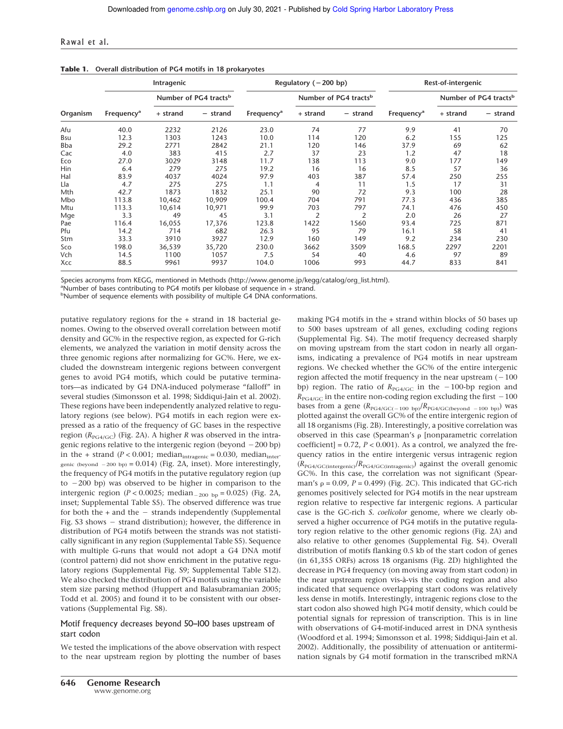**Table 1.** Overall distribution of PG4 motifs in 18 prokaryotes

| Organism | Intragenic | | | Regulatory (−200 bp) | | | Rest-of-intergenic | | |
|---|---|---|---|---|---|---|---|---|---|
| | Frequency[a] | Number of PG4 tracts[b] | | Frequency[a] | Number of PG4 tracts[b] | | Frequency[a] | Number of PG4 tracts[b] | |
| | | + strand | − strand | | + strand | − strand | | + strand | − strand |
| Afu | 40.0 | 2232 | 2126 | 23.0 | 74 | 77 | 9.9 | 41 | 70 |
| Bsu | 12.3 | 1303 | 1243 | 10.0 | 114 | 120 | 6.2 | 155 | 125 |
| Bba | 29.2 | 2771 | 2842 | 21.1 | 120 | 146 | 37.9 | 69 | 62 |
| Cac | 4.0 | 383 | 415 | 2.7 | 37 | 23 | 1.2 | 47 | 18 |
| Eco | 27.0 | 3029 | 3148 | 11.7 | 138 | 113 | 9.0 | 177 | 149 |
| Hin | 6.4 | 279 | 275 | 19.2 | 16 | 16 | 8.5 | 57 | 36 |
| Hal | 83.9 | 4037 | 4024 | 97.9 | 403 | 387 | 57.4 | 250 | 255 |
| Lla | 4.7 | 275 | 275 | 1.1 | 4 | 11 | 1.5 | 17 | 31 |
| Mth | 42.7 | 1873 | 1832 | 25.1 | 90 | 72 | 9.3 | 100 | 28 |
| Mbo | 113.8 | 10,462 | 10,909 | 100.4 | 704 | 791 | 77.3 | 436 | 385 |
| Mtu | 113.3 | 10,614 | 10,971 | 99.9 | 703 | 797 | 74.1 | 476 | 450 |
| Mge | 3.3 | 49 | 45 | 3.1 | 2 | 2 | 2.0 | 26 | 27 |
| Pae | 116.4 | 16,055 | 17,376 | 123.8 | 1422 | 1560 | 93.4 | 725 | 871 |
| Pfu | 14.2 | 714 | 682 | 26.3 | 95 | 79 | 16.1 | 58 | 41 |
| Stm | 33.3 | 3910 | 3927 | 12.9 | 160 | 149 | 9.2 | 234 | 230 |
| Sco | 198.0 | 36,539 | 35,720 | 230.0 | 3662 | 3509 | 168.5 | 2297 | 2201 |
| Vch | 14.5 | 1100 | 1057 | 7.5 | 54 | 40 | 4.6 | 97 | 89 |
| Xcc | 88.5 | 9961 | 9937 | 104.0 | 1006 | 993 | 44.7 | 833 | 841 |

Species acronyms from KEGG, mentioned in Methods (http://www.genome.jp/kegg/catalog/org_list.html).
[a]Number of bases contributing to PG4 motifs per kilobase of sequence in + strand.
[b]Number of sequence elements with possibility of multiple G4 DNA conformations.

putative regulatory regions for the + strand in 18 bacterial genomes. Owing to the observed overall correlation between motif density and GC% in the respective region, as expected for G-rich elements, we analyzed the variation in motif density across the three genomic regions after normalizing for GC%. Here, we excluded the downstream intergenic regions between convergent genes to avoid PG4 motifs, which could be putative terminators—as indicated by G4 DNA-induced polymerase "falloff" in several studies (Simonsson et al. 1998; Siddiqui-Jain et al. 2002). These regions have been independently analyzed relative to regulatory regions (see below). PG4 motifs in each region were expressed as a ratio of the frequency of GC bases in the respective region ($R_{PG4/GC}$) (Fig. 2A). A higher $R$ was observed in the intragenic regions relative to the intergenic region (beyond −200 bp) in the + strand ($P < 0.001$; $\text{median}_{\text{intragenic}} = 0.030$, $\text{median}_{\text{intergenic (beyond −200 bp)}} = 0.014$) (Fig. 2A, inset). More interestingly, the frequency of PG4 motifs in the putative regulatory region (up to −200 bp) was observed to be higher in comparison to the intergenic region ($P < 0.0025$; $\text{median}_{-200\text{ bp}} = 0.025$) (Fig. 2A, inset; Supplemental Table S5). The observed difference was true for both the + and the − strands independently (Supplemental Fig. S3 shows − strand distribution); however, the difference in distribution of PG4 motifs between the strands was not statistically significant in any region (Supplemental Table S5). Sequence with multiple G-runs that would not adopt a G4 DNA motif (control pattern) did not show enrichment in the putative regulatory regions (Supplemental Fig. S9; Supplemental Table S12). We also checked the distribution of PG4 motifs using the variable stem size parsing method (Huppert and Balasubramanian 2005; Todd et al. 2005) and found it to be consistent with our observations (Supplemental Fig. S8).

### Motif frequency decreases beyond 50–100 bases upstream of start codon

We tested the implications of the above observation with respect to the near upstream region by plotting the number of bases making PG4 motifs in the + strand within blocks of 50 bases up to 500 bases upstream of all genes, excluding coding regions (Supplemental Fig. S4). The motif frequency decreased sharply on moving upstream from the start codon in nearly all organisms, indicating a prevalence of PG4 motifs in near upstream regions. We checked whether the GC% of the entire intergenic region affected the motif frequency in the near upstream (−100 bp) region. The ratio of $R_{PG4/GC}$ in the −100-bp region and $R_{PG4/GC}$ in the entire non-coding region excluding the first −100 bases from a gene ($R_{PG4/GC(-100\text{ bp})}/R_{PG4/GC(\text{beyond }-100\text{ bp})}$) was plotted against the overall GC% of the entire intergenic region of all 18 organisms (Fig. 2B). Interestingly, a positive correlation was observed in this case (Spearman's ρ [nonparametric correlation coefficient] = 0.72, $P < 0.001$). As a control, we analyzed the frequency ratios in the entire intergenic versus intragenic region ($R_{PG4/GC(\text{intergenic})}/R_{PG4/GC(\text{intragenic})}$) against the overall genomic GC%. In this case, the correlation was not significant (Spearman's ρ = 0.09, $P = 0.499$) (Fig. 2C). This indicated that GC-rich genomes positively selected for PG4 motifs in the near upstream region relative to respective far intergenic regions. A particular case is the GC-rich *S. coelicolor* genome, where we clearly observed a higher occurrence of PG4 motifs in the putative regulatory region relative to the other genomic regions (Fig. 2A) and also relative to other genomes (Supplemental Fig. S4). Overall distribution of motifs flanking 0.5 kb of the start codon of genes (in 61,355 ORFs) across 18 organisms (Fig. 2D) highlighted the decrease in PG4 frequency (on moving away from start codon) in the near upstream region vis-à-vis the coding region and also indicated that sequence overlapping start codons was relatively less dense in motifs. Interestingly, intragenic regions close to the start codon also showed high PG4 motif density, which could be potential signals for repression of transcription. This is in line with observations of G4-motif-induced arrest in DNA synthesis (Woodford et al. 1994; Simonsson et al. 1998; Siddiqui-Jain et al. 2002). Additionally, the possibility of attenuation or antitermination signals by G4 motif formation in the transcribed mRNA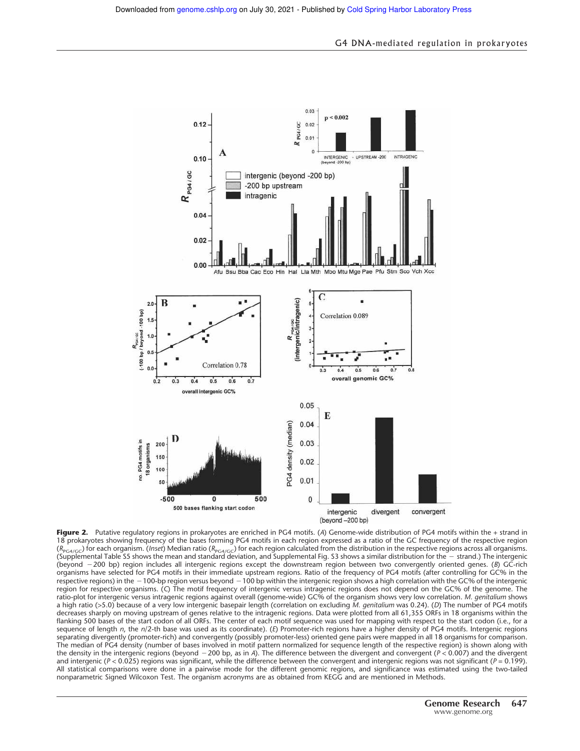**Figure 2.** Putative regulatory regions in prokaryotes are enriched in PG4 motifs. (*A*) Genome-wide distribution of PG4 motifs within the + strand in 18 prokaryotes showing frequency of the bases forming PG4 motifs in each region expressed as a ratio of the GC frequency of the respective region ($R_{PG4/GC}$) for each organism. (*Inset*) Median ratio ($R_{PG4/GC}$) for each region calculated from the distribution in the respective regions across all organisms. (Supplemental Table S5 shows the mean and standard deviation, and Supplemental Fig. S3 shows a similar distribution for the − strand.) The intergenic (beyond −200 bp) region includes all intergenic regions except the downstream region between two convergently oriented genes. (*B*) GC-rich organisms have selected for PG4 motifs in their immediate upstream regions. Ratio of the frequency of PG4 motifs (after controlling for GC% in the respective regions) in the −100-bp region versus beyond −100 bp within the intergenic region shows a high correlation with the GC% of the intergenic region for respective organisms. (*C*) The motif frequency of intergenic versus intragenic regions does not depend on the GC% of the genome. The ratio-plot for intergenic versus intragenic regions against overall (genome-wide) GC% of the organism shows very low correlation. *M. genitalium* shows a high ratio (>5.0) because of a very low intergenic basepair length (correlation on excluding *M. genitalium* was 0.24). (*D*) The number of PG4 motifs decreases sharply on moving upstream of genes relative to the intragenic regions. Data were plotted from all 61,355 ORFs in 18 organisms within the flanking 500 bases of the start codon of all ORFs. The center of each motif sequence was used for mapping with respect to the start codon (i.e., for a sequence of length *n*, the *n*/2-th base was used as its coordinate). (*E*) Promoter-rich regions have a higher density of PG4 motifs. Intergenic regions separating divergently (promoter-rich) and convergently (possibly promoter-less) oriented gene pairs were mapped in all 18 organisms for comparison. The median of PG4 density (number of bases involved in motif pattern normalized for sequence length of the respective region) is shown along with the density in the intergenic regions (beyond −200 bp, as in *A*). The difference between the divergent and convergent ($P < 0.007$) and the divergent and intergenic ($P < 0.025$) regions was significant, while the difference between the convergent and intergenic regions was not significant ($P = 0.199$). All statistical comparisons were done in a pairwise mode for the different genomic regions, and significance was estimated using the two-tailed nonparametric Signed Wilcoxon Test. The organism acronyms are as obtained from KEGG and are mentioned in Methods.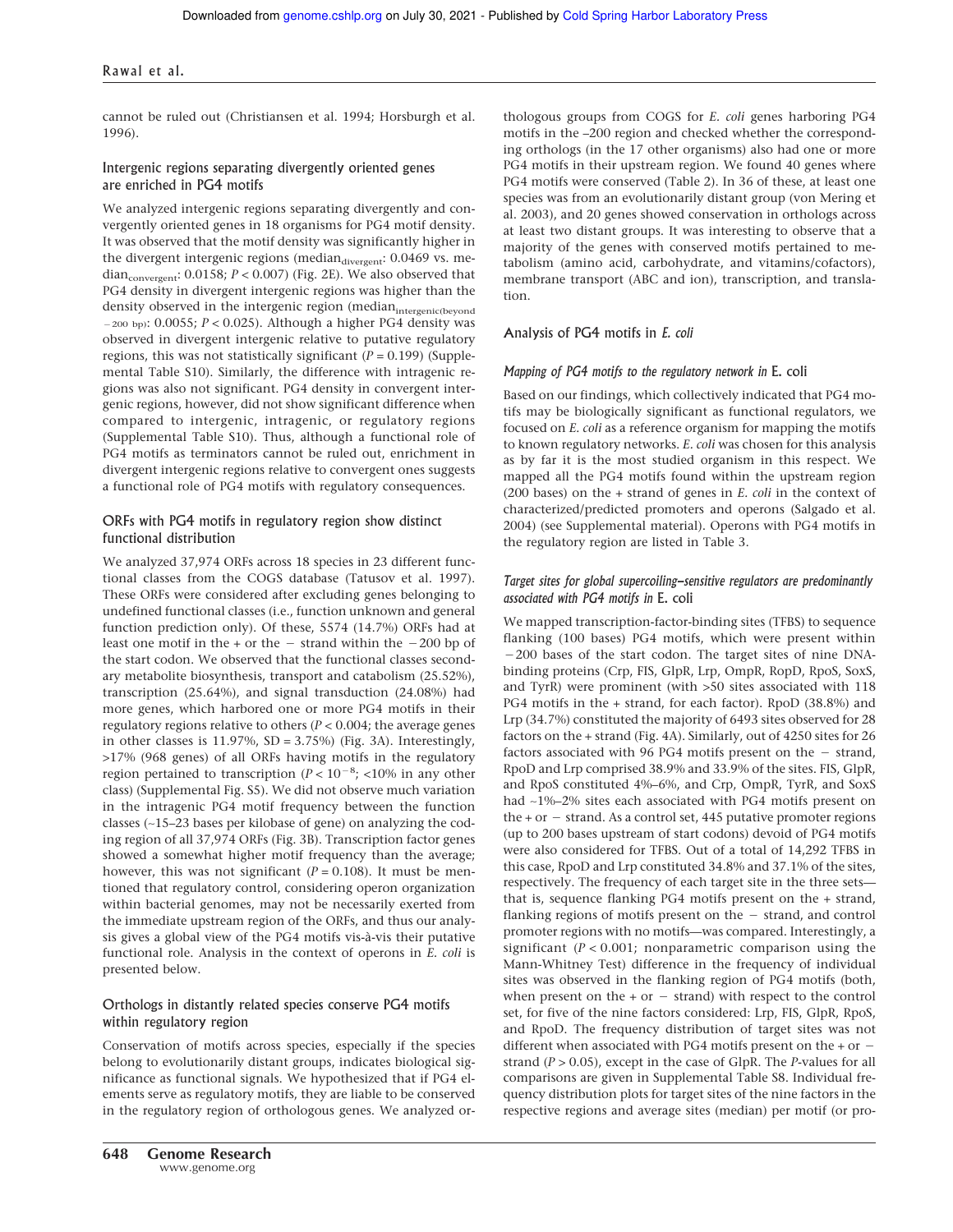cannot be ruled out (Christiansen et al. 1994; Horsburgh et al. 1996).

### Intergenic regions separating divergently oriented genes are enriched in PG4 motifs

We analyzed intergenic regions separating divergently and convergently oriented genes in 18 organisms for PG4 motif density. It was observed that the motif density was significantly higher in the divergent intergenic regions ($\text{median}_{\text{divergent}}$: 0.0469 vs. $\text{median}_{\text{convergent}}$: 0.0158; $P < 0.007$) (Fig. 2E). We also observed that PG4 density in divergent intergenic regions was higher than the density observed in the intergenic region ($\text{median}_{\text{intergenic(beyond} -200\text{ bp)}}$: 0.0055; $P < 0.025$). Although a higher PG4 density was observed in divergent intergenic relative to putative regulatory regions, this was not statistically significant ($P = 0.199$) (Supplemental Table S10). Similarly, the difference with intragenic regions was also not significant. PG4 density in convergent intergenic regions, however, did not show significant difference when compared to intergenic, intragenic, or regulatory regions (Supplemental Table S10). Thus, although a functional role of PG4 motifs as terminators cannot be ruled out, enrichment in divergent intergenic regions relative to convergent ones suggests a functional role of PG4 motifs with regulatory consequences.

### ORFs with PG4 motifs in regulatory region show distinct functional distribution

We analyzed 37,974 ORFs across 18 species in 23 different functional classes from the COGS database (Tatusov et al. 1997). These ORFs were considered after excluding genes belonging to undefined functional classes (i.e., function unknown and general function prediction only). Of these, 5574 (14.7%) ORFs had at least one motif in the + or the − strand within the −200 bp of the start codon. We observed that the functional classes secondary metabolite biosynthesis, transport and catabolism (25.52%), transcription (25.64%), and signal transduction (24.08%) had more genes, which harbored one or more PG4 motifs in their regulatory regions relative to others ($P < 0.004$; the average genes in other classes is 11.97%, SD = 3.75%) (Fig. 3A). Interestingly, >17% (968 genes) of all ORFs having motifs in the regulatory region pertained to transcription ($P < 10^{-8}$; <10% in any other class) (Supplemental Fig. S5). We did not observe much variation in the intragenic PG4 motif frequency between the function classes (~15–23 bases per kilobase of gene) on analyzing the coding region of all 37,974 ORFs (Fig. 3B). Transcription factor genes showed a somewhat higher motif frequency than the average; however, this was not significant ($P = 0.108$). It must be mentioned that regulatory control, considering operon organization within bacterial genomes, may not be necessarily exerted from the immediate upstream region of the ORFs, and thus our analysis gives a global view of the PG4 motifs vis-à-vis their putative functional role. Analysis in the context of operons in *E. coli* is presented below.

### Orthologs in distantly related species conserve PG4 motifs within regulatory region

Conservation of motifs across species, especially if the species belong to evolutionarily distant groups, indicates biological significance as functional signals. We hypothesized that if PG4 elements serve as regulatory motifs, they are liable to be conserved in the regulatory region of orthologous genes. We analyzed orthologous groups from COGS for *E. coli* genes harboring PG4 motifs in the –200 region and checked whether the corresponding orthologs (in the 17 other organisms) also had one or more PG4 motifs in their upstream region. We found 40 genes where PG4 motifs were conserved (Table 2). In 36 of these, at least one species was from an evolutionarily distant group (von Mering et al. 2003), and 20 genes showed conservation in orthologs across at least two distant groups. It was interesting to observe that a majority of the genes with conserved motifs pertained to metabolism (amino acid, carbohydrate, and vitamins/cofactors), membrane transport (ABC and ion), transcription, and translation.

### Analysis of PG4 motifs in *E. coli*

#### *Mapping of PG4 motifs to the regulatory network in* E. coli

Based on our findings, which collectively indicated that PG4 motifs may be biologically significant as functional regulators, we focused on *E. coli* as a reference organism for mapping the motifs to known regulatory networks. *E. coli* was chosen for this analysis as by far it is the most studied organism in this respect. We mapped all the PG4 motifs found within the upstream region (200 bases) on the + strand of genes in *E. coli* in the context of characterized/predicted promoters and operons (Salgado et al. 2004) (see Supplemental material). Operons with PG4 motifs in the regulatory region are listed in Table 3.

#### *Target sites for global supercoiling–sensitive regulators are predominantly associated with PG4 motifs in* E. coli

We mapped transcription-factor-binding sites (TFBS) to sequence flanking (100 bases) PG4 motifs, which were present within −200 bases of the start codon. The target sites of nine DNA-binding proteins (Crp, FIS, GlpR, Lrp, OmpR, RopD, RpoS, SoxS, and TyrR) were prominent (with >50 sites associated with 118 PG4 motifs in the + strand, for each factor). RpoD (38.8%) and Lrp (34.7%) constituted the majority of 6493 sites observed for 28 factors on the + strand (Fig. 4A). Similarly, out of 4250 sites for 26 factors associated with 96 PG4 motifs present on the − strand, RpoD and Lrp comprised 38.9% and 33.9% of the sites. FIS, GlpR, and RpoS constituted 4%–6%, and Crp, OmpR, TyrR, and SoxS had ~1%–2% sites each associated with PG4 motifs present on the + or − strand. As a control set, 445 putative promoter regions (up to 200 bases upstream of start codons) devoid of PG4 motifs were also considered for TFBS. Out of a total of 14,292 TFBS in this case, RpoD and Lrp constituted 34.8% and 37.1% of the sites, respectively. The frequency of each target site in the three sets—that is, sequence flanking PG4 motifs present on the + strand, flanking regions of motifs present on the − strand, and control promoter regions with no motifs—was compared. Interestingly, a significant ($P < 0.001$; nonparametric comparison using the Mann-Whitney Test) difference in the frequency of individual sites was observed in the flanking region of PG4 motifs (both, when present on the + or − strand) with respect to the control set, for five of the nine factors considered: Lrp, FIS, GlpR, RpoS, and RpoD. The frequency distribution of target sites was not different when associated with PG4 motifs present on the + or − strand ($P > 0.05$), except in the case of GlpR. The *P*-values for all comparisons are given in Supplemental Table S8. Individual frequency distribution plots for target sites of the nine factors in the respective regions and average sites (median) per motif (or pro-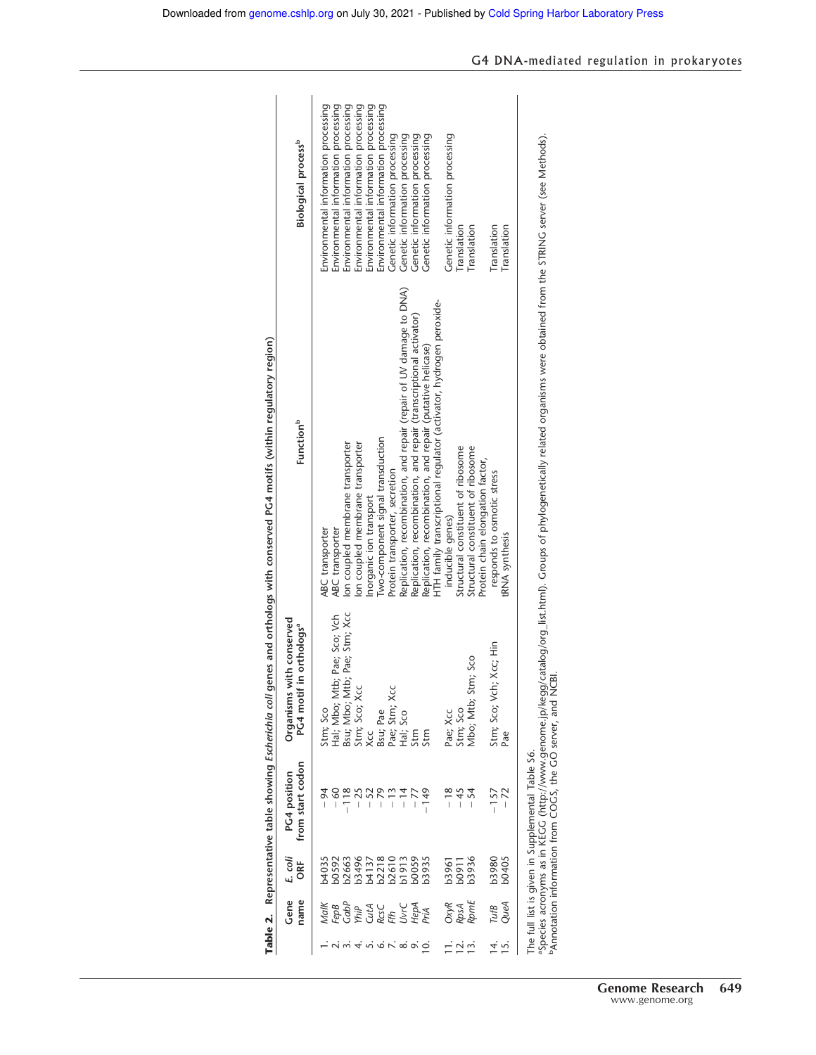**Table 2.** Representative table showing *Escherichia coli* genes and orthologs with conserved PG4 motifs (within regulatory region)

| | Gene name | *E. coli* ORF | PG4 position from start codon | Organisms with conserved PG4 motif in orthologs[a] | Function[b] | Biological process[b] |
|---|---|---|---|---|---|---|
| 1. | *MalK* | b4035 | −94 | Stm; Sco | ABC transporter | Environmental information processing |
| 2. | *FepB* | b0592 | −60 | Hal; Mbo; Mtb; Pae; Sco; Vch | ABC transporter | Environmental information processing |
| 3. | *GabP* | b2663 | −118 | Bsu; Mbo; Mtb; Pae; Stm; Xcc | Ion coupled membrane transporter | Environmental information processing |
| 4. | *YhiP* | b3496 | −25 | Stm; Sco; Xcc | Ion coupled membrane transporter | Environmental information processing |
| 5. | *CutA* | b4137 | −52 | Xcc | Inorganic ion transport | Environmental information processing |
| 6. | *RcsC* | b2218 | −79 | Bsu; Pae | Two-component signal transduction | Environmental information processing |
| 7. | *Ffh* | b2610 | −13 | Pae; Stm; Xcc | Protein transporter, secretion | Genetic information processing |
| 8. | *UvrC* | b1913 | −14 | Hal; Sco | Replication, recombination, and repair (repair of UV damage to DNA) | Genetic information processing |
| 9. | *HepA* | b0059 | −77 | Stm | Replication, recombination, and repair (transcriptional activator) | Genetic information processing |
| 10. | *PriA* | b3935 | −149 | Stm | Replication, recombination, and repair (putative helicase) | Genetic information processing |
| 11. | *OxyR* | b3961 | −18 | Pae; Xcc | HTH family transcriptional regulator (activator, hydrogen peroxide-inducible genes) | Genetic information processing |
| 12. | *RpsA* | b0911 | −45 | Stm; Sco | Structural constituent of ribosome | Translation |
| 13. | *RpmE* | b3936 | −54 | Mbo; Mtb; Stm; Sco | Structural constituent of ribosome | Translation |
| 14. | *TufB* | b3980 | −157 | Stm; Sco; Vch; Xcc; Hin | Protein chain elongation factor, responds to osmotic stress | Translation |
| 15. | *QueA* | b0405 | −72 | Pae | tRNA synthesis | Translation |

The full list is given in Supplemental Table S6.
[a]Species acronyms as in KEGG (http://www.genome.jp/kegg/catalog/org_list.html). Groups of phylogenetically related organisms were obtained from the STRING server (see Methods).
[b]Annotation information from COGS, the GO server, and NCBI.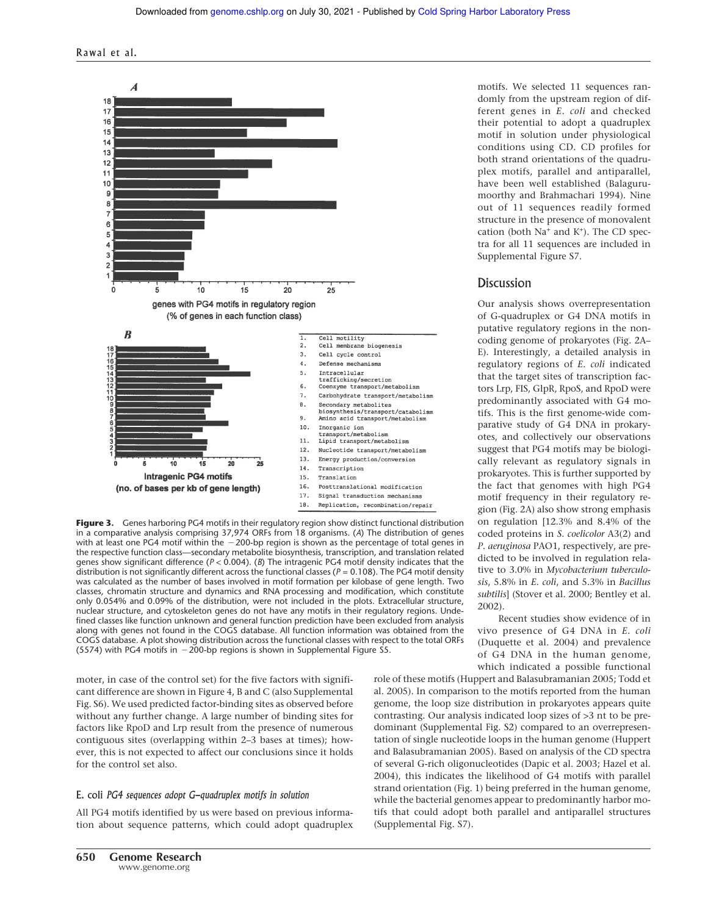**Figure 3.** Genes harboring PG4 motifs in their regulatory region show distinct functional distribution in a comparative analysis comprising 37,974 ORFs from 18 organisms. (*A*) The distribution of genes with at least one PG4 motif within the −200-bp region is shown as the percentage of total genes in the respective function class—secondary metabolite biosynthesis, transcription, and translation related genes show significant difference ($P < 0.004$). (*B*) The intragenic PG4 motif density indicates that the distribution is not significantly different across the functional classes ($P = 0.108$). The PG4 motif density was calculated as the number of bases involved in motif formation per kilobase of gene length. Two classes, chromatin structure and dynamics and RNA processing and modification, which constitute only 0.054% and 0.09% of the distribution, were not included in the plots. Extracellular structure, nuclear structure, and cytoskeleton genes do not have any motifs in their regulatory regions. Undefined classes like function unknown and general function prediction have been excluded from analysis along with genes not found in the COGS database. All function information was obtained from the COGS database. A plot showing distribution across the functional classes with respect to the total ORFs (5574) with PG4 motifs in −200-bp regions is shown in Supplemental Figure S5.

1. Cell motility
2. Cell membrane biogenesis
3. Cell cycle control
4. Defense mechanisms
5. Intracellular trafficking/secretion
6. Coenzyme transport/metabolism
7. Carbohydrate transport/metabolism
8. Secondary metabolites biosynthesis/transport/catabolism
9. Amino acid transport/metabolism
10. Inorganic ion transport/metabolism
11. Lipid transport/metabolism
12. Nucleotide transport/metabolism
13. Energy production/conversion
14. Transcription
15. Translation
16. Posttranslational modification
17. Signal transduction mechanisms
18. Replication, recombination/repair

moter, in case of the control set) for the five factors with significant difference are shown in Figure 4, B and C (also Supplemental Fig. S6). We used predicted factor-binding sites as observed before without any further change. A large number of binding sites for factors like RpoD and Lrp result from the presence of numerous contiguous sites (overlapping within 2–3 bases at times); however, this is not expected to affect our conclusions since it holds for the control set also.

### E. coli *PG4 sequences adopt G–quadruplex motifs in solution*

All PG4 motifs identified by us were based on previous information about sequence patterns, which could adopt quadruplex motifs. We selected 11 sequences randomly from the upstream region of different genes in *E. coli* and checked their potential to adopt a quadruplex motif in solution under physiological conditions using CD. CD profiles for both strand orientations of the quadruplex motifs, parallel and antiparallel, have been well established (Balagurumoorthy and Brahmachari 1994). Nine out of 11 sequences readily formed structure in the presence of monovalent cation (both $Na^+$ and $K^+$). The CD spectra for all 11 sequences are included in Supplemental Figure S7.

## Discussion

Our analysis shows overrepresentation of G-quadruplex or G4 DNA motifs in putative regulatory regions in the noncoding genome of prokaryotes (Fig. 2A–E). Interestingly, a detailed analysis in regulatory regions of *E. coli* indicated that the target sites of transcription factors Lrp, FIS, GlpR, RpoS, and RpoD were predominantly associated with G4 motifs. This is the first genome-wide comparative study of G4 DNA in prokaryotes, and collectively our observations suggest that PG4 motifs may be biologically relevant as regulatory signals in prokaryotes. This is further supported by the fact that genomes with high PG4 motif frequency in their regulatory region (Fig. 2A) also show strong emphasis on regulation [12.3% and 8.4% of the coded proteins in *S. coelicolor* A3(2) and *P. aeruginosa* PAO1, respectively, are predicted to be involved in regulation relative to 3.0% in *Mycobacterium tuberculosis*, 5.8% in *E. coli*, and 5.3% in *Bacillus subtilis*] (Stover et al. 2000; Bentley et al. 2002).

Recent studies show evidence of in vivo presence of G4 DNA in *E. coli* (Duquette et al. 2004) and prevalence of G4 DNA in the human genome, which indicated a possible functional role of these motifs (Huppert and Balasubramanian 2005; Todd et al. 2005). In comparison to the motifs reported from the human genome, the loop size distribution in prokaryotes appears quite contrasting. Our analysis indicated loop sizes of >3 nt to be predominant (Supplemental Fig. S2) compared to an overrepresentation of single nucleotide loops in the human genome (Huppert and Balasubramanian 2005). Based on analysis of the CD spectra of several G-rich oligonucleotides (Dapic et al. 2003; Hazel et al. 2004), this indicates the likelihood of G4 motifs with parallel strand orientation (Fig. 1) being preferred in the human genome, while the bacterial genomes appear to predominantly harbor motifs that could adopt both parallel and antiparallel structures (Supplemental Fig. S7).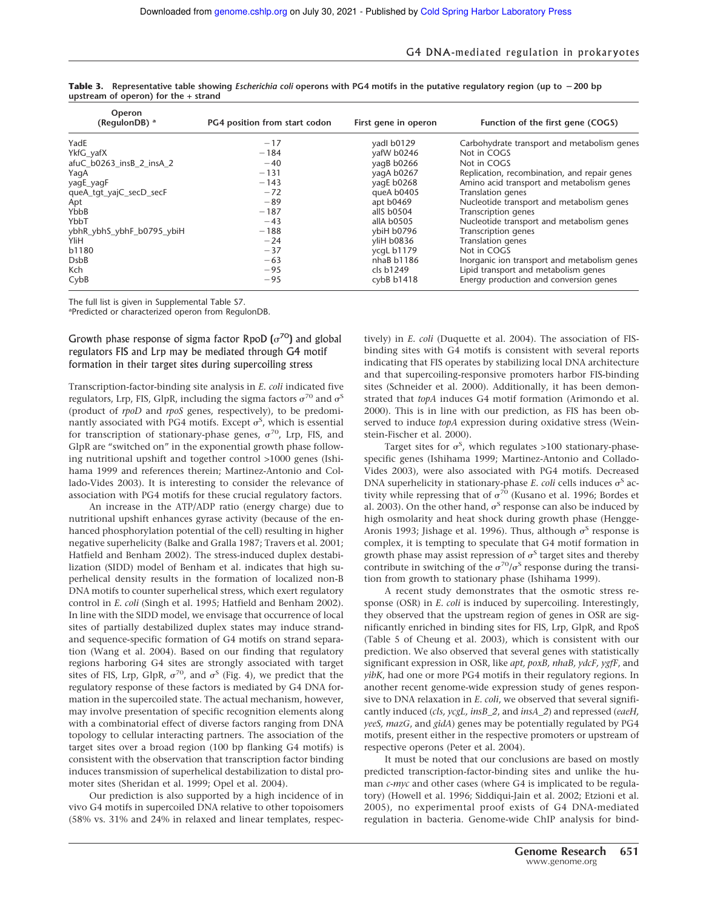**Table 3.** Representative table showing *Escherichia coli* operons with PG4 motifs in the putative regulatory region (up to −200 bp upstream of operon) for the + strand

| Operon (RegulonDB) [a] | PG4 position from start codon | First gene in operon | Function of the first gene (COGS) |
|---|---|---|---|
| YadE | −17 | yadI b0129 | Carbohydrate transport and metabolism genes |
| YkfG_yafX | −184 | yafW b0246 | Not in COGS |
| afuC_b0263_insB_2_insA_2 | −40 | yagB b0266 | Not in COGS |
| YagA | −131 | yagA b0267 | Replication, recombination, and repair genes |
| yagE_yagF | −143 | yagE b0268 | Amino acid transport and metabolism genes |
| queA_tgt_yajC_secD_secF | −72 | queA b0405 | Translation genes |
| Apt | −89 | apt b0469 | Nucleotide transport and metabolism genes |
| YbbB | −187 | allS b0504 | Transcription genes |
| YbbT | −43 | allA b0505 | Nucleotide transport and metabolism genes |
| ybhR_ybhS_ybhF_b0795_ybiH | −188 | ybiH b0796 | Transcription genes |
| YliH | −24 | yliH b0836 | Translation genes |
| b1180 | −37 | ycgL b1179 | Not in COGS |
| DsbB | −63 | nhaB b1186 | Inorganic ion transport and metabolism genes |
| Kch | −95 | cls b1249 | Lipid transport and metabolism genes |
| CybB | −95 | cybB b1418 | Energy production and conversion genes |

The full list is given in Supplemental Table S7.
[a]Predicted or characterized operon from RegulonDB.

## Growth phase response of sigma factor RpoD ($\sigma^{70}$) and global regulators FIS and Lrp may be mediated through G4 motif formation in their target sites during supercoiling stress

Transcription-factor-binding site analysis in *E. coli* indicated five regulators, Lrp, FIS, GlpR, including the sigma factors $\sigma^{70}$ and $\sigma^{S}$ (product of *rpoD* and *rpoS* genes, respectively), to be predominantly associated with PG4 motifs. Except $\sigma^{S}$, which is essential for transcription of stationary-phase genes, $\sigma^{70}$, Lrp, FIS, and GlpR are "switched on" in the exponential growth phase following nutritional upshift and together control >1000 genes (Ishihama 1999 and references therein; Martinez-Antonio and Collado-Vides 2003). It is interesting to consider the relevance of association with PG4 motifs for these crucial regulatory factors.

An increase in the ATP/ADP ratio (energy charge) due to nutritional upshift enhances gyrase activity (because of the enhanced phosphorylation potential of the cell) resulting in higher negative superhelicity (Balke and Gralla 1987; Travers et al. 2001; Hatfield and Benham 2002). The stress-induced duplex destabilization (SIDD) model of Benham et al. indicates that high superhelical density results in the formation of localized non-B DNA motifs to counter superhelical stress, which exert regulatory control in *E. coli* (Singh et al. 1995; Hatfield and Benham 2002). In line with the SIDD model, we envisage that occurrence of local sites of partially destabilized duplex states may induce strand- and sequence-specific formation of G4 motifs on strand separation (Wang et al. 2004). Based on our finding that regulatory regions harboring G4 sites are strongly associated with target sites of FIS, Lrp, GlpR, $\sigma^{70}$, and $\sigma^{S}$ (Fig. 4), we predict that the regulatory response of these factors is mediated by G4 DNA formation in the supercoiled state. The actual mechanism, however, may involve presentation of specific recognition elements along with a combinatorial effect of diverse factors ranging from DNA topology to cellular interacting partners. The association of the target sites over a broad region (100 bp flanking G4 motifs) is consistent with the observation that transcription factor binding induces transmission of superhelical destabilization to distal promoter sites (Sheridan et al. 1999; Opel et al. 2004).

Our prediction is also supported by a high incidence of in vivo G4 motifs in supercoiled DNA relative to other topoisomers (58% vs. 31% and 24% in relaxed and linear templates, respectively) in *E. coli* (Duquette et al. 2004). The association of FIS-binding sites with G4 motifs is consistent with several reports indicating that FIS operates by stabilizing local DNA architecture and that supercoiling-responsive promoters harbor FIS-binding sites (Schneider et al. 2000). Additionally, it has been demonstrated that *topA* induces G4 motif formation (Arimondo et al. 2000). This is in line with our prediction, as FIS has been observed to induce *topA* expression during oxidative stress (Weinstein-Fischer et al. 2000).

Target sites for $\sigma^{S}$, which regulates >100 stationary-phase-specific genes (Ishihama 1999; Martinez-Antonio and Collado-Vides 2003), were also associated with PG4 motifs. Decreased DNA superhelicity in stationary-phase *E. coli* cells induces $\sigma^{S}$ activity while repressing that of $\sigma^{70}$ (Kusano et al. 1996; Bordes et al. 2003). On the other hand, $\sigma^{S}$ response can also be induced by high osmolarity and heat shock during growth phase (Hengge-Aronis 1993; Jishage et al. 1996). Thus, although $\sigma^{S}$ response is complex, it is tempting to speculate that G4 motif formation in growth phase may assist repression of $\sigma^{S}$ target sites and thereby contribute in switching of the $\sigma^{70}/\sigma^{S}$ response during the transition from growth to stationary phase (Ishihama 1999).

A recent study demonstrates that the osmotic stress response (OSR) in *E. coli* is induced by supercoiling. Interestingly, they observed that the upstream region of genes in OSR are significantly enriched in binding sites for FIS, Lrp, GlpR, and RpoS (Table 5 of Cheung et al. 2003), which is consistent with our prediction. We also observed that several genes with statistically significant expression in OSR, like *apt, poxB, nhaB, ydcF, ygfF*, and *yibK*, had one or more PG4 motifs in their regulatory regions. In another recent genome-wide expression study of genes responsive to DNA relaxation in *E. coli*, we observed that several significantly induced (*cls, ycgL, insB_2*, and *insA_2*) and repressed (*eaeH, yeeS, mazG*, and *gidA*) genes may be potentially regulated by PG4 motifs, present either in the respective promoters or upstream of respective operons (Peter et al. 2004).

It must be noted that our conclusions are based on mostly predicted transcription-factor-binding sites and unlike the human *c-myc* and other cases (where G4 is implicated to be regulatory) (Howell et al. 1996; Siddiqui-Jain et al. 2002; Etzioni et al. 2005), no experimental proof exists of G4 DNA-mediated regulation in bacteria. Genome-wide ChIP analysis for bind-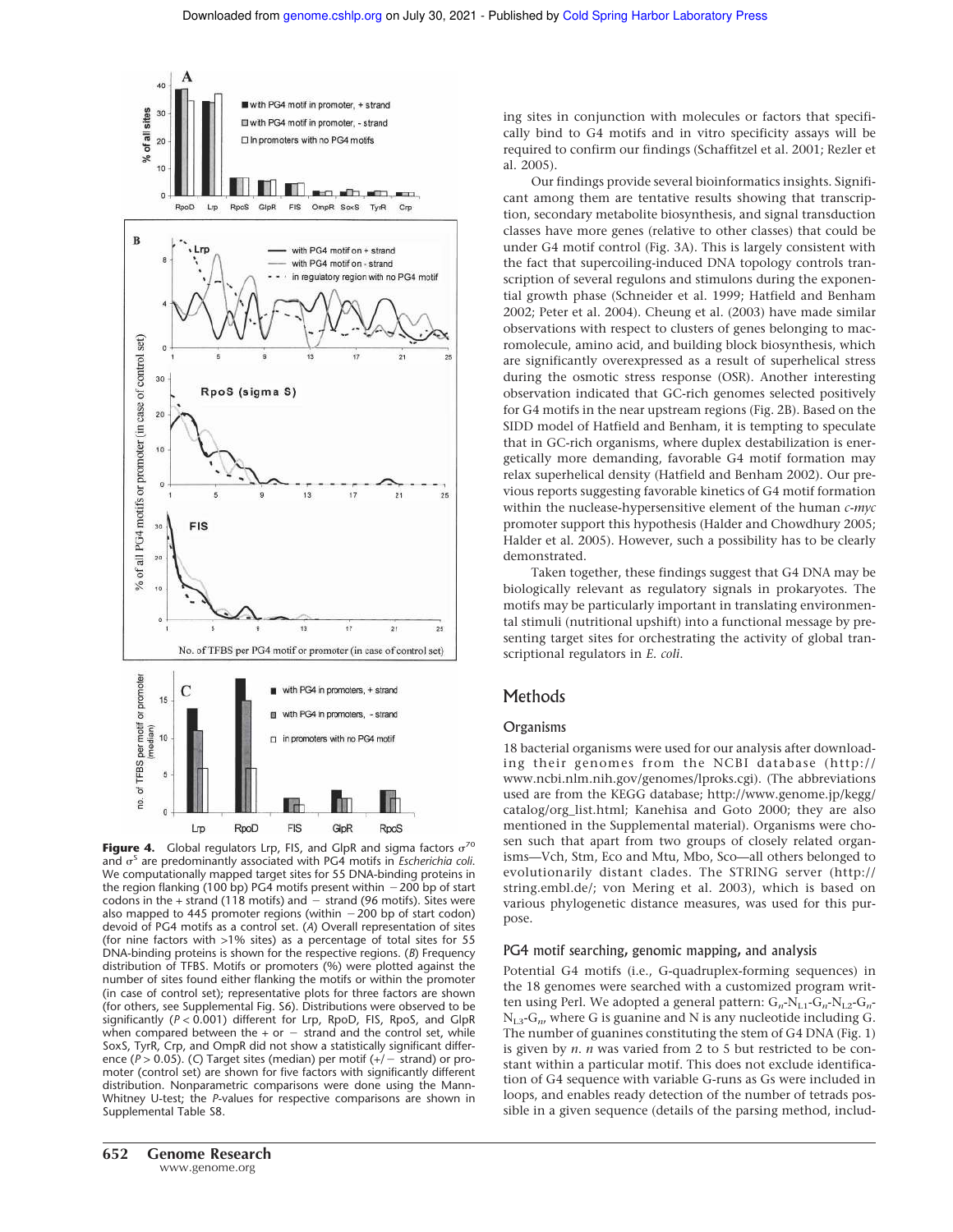**Figure 4.** Global regulators Lrp, FIS, and GlpR and sigma factors $\sigma^{70}$ and $\sigma^{S}$ are predominantly associated with PG4 motifs in *Escherichia coli*. We computationally mapped target sites for 55 DNA-binding proteins in the region flanking (100 bp) PG4 motifs present within −200 bp of start codons in the + strand (118 motifs) and − strand (96 motifs). Sites were also mapped to 445 promoter regions (within −200 bp of start codon) devoid of PG4 motifs as a control set. (*A*) Overall representation of sites (for nine factors with >1% sites) as a percentage of total sites for 55 DNA-binding proteins is shown for the respective regions. (*B*) Frequency distribution of TFBS. Motifs or promoters (%) were plotted against the number of sites found either flanking the motifs or within the promoter (in case of control set); representative plots for three factors are shown (for others, see Supplemental Fig. S6). Distributions were observed to be significantly ($P < 0.001$) different for Lrp, RpoD, FIS, RpoS, and GlpR when compared between the + or − strand and the control set, while SoxS, TyrR, Crp, and OmpR did not show a statistically significant difference ($P > 0.05$). (*C*) Target sites (median) per motif (+/− strand) or promoter (control set) are shown for five factors with significantly different distribution. Nonparametric comparisons were done using the Mann-Whitney U-test; the *P*-values for respective comparisons are shown in Supplemental Table S8.

ing sites in conjunction with molecules or factors that specifically bind to G4 motifs and in vitro specificity assays will be required to confirm our findings (Schaffitzel et al. 2001; Rezler et al. 2005).

Our findings provide several bioinformatics insights. Significant among them are tentative results showing that transcription, secondary metabolite biosynthesis, and signal transduction classes have more genes (relative to other classes) that could be under G4 motif control (Fig. 3A). This is largely consistent with the fact that supercoiling-induced DNA topology controls transcription of several regulons and stimulons during the exponential growth phase (Schneider et al. 1999; Hatfield and Benham 2002; Peter et al. 2004). Cheung et al. (2003) have made similar observations with respect to clusters of genes belonging to macromolecule, amino acid, and building block biosynthesis, which are significantly overexpressed as a result of superhelical stress during the osmotic stress response (OSR). Another interesting observation indicated that GC-rich genomes selected positively for G4 motifs in the near upstream regions (Fig. 2B). Based on the SIDD model of Hatfield and Benham, it is tempting to speculate that in GC-rich organisms, where duplex destabilization is energetically more demanding, favorable G4 motif formation may relax superhelical density (Hatfield and Benham 2002). Our previous reports suggesting favorable kinetics of G4 motif formation within the nuclease-hypersensitive element of the human *c-myc* promoter support this hypothesis (Halder and Chowdhury 2005; Halder et al. 2005). However, such a possibility has to be clearly demonstrated.

Taken together, these findings suggest that G4 DNA may be biologically relevant as regulatory signals in prokaryotes. The motifs may be particularly important in translating environmental stimuli (nutritional upshift) into a functional message by presenting target sites for orchestrating the activity of global transcriptional regulators in *E. coli*.

## Methods

### Organisms

18 bacterial organisms were used for our analysis after downloading their genomes from the NCBI database (http://www.ncbi.nlm.nih.gov/genomes/lproks.cgi). (The abbreviations used are from the KEGG database; http://www.genome.jp/kegg/catalog/org_list.html; Kanehisa and Goto 2000; they are also mentioned in the Supplemental material). Organisms were chosen such that apart from two groups of closely related organisms—Vch, Stm, Eco and Mtu, Mbo, Sco—all others belonged to evolutionarily distant clades. The STRING server (http://string.embl.de/; von Mering et al. 2003), which is based on various phylogenetic distance measures, was used for this purpose.

### PG4 motif searching, genomic mapping, and analysis

Potential G4 motifs (i.e., G-quadruplex-forming sequences) in the 18 genomes were searched with a customized program written using Perl. We adopted a general pattern: $G_n$-$N_{L1}$-$G_n$-$N_{L2}$-$G_n$-$N_{L3}$-$G_n$, where G is guanine and N is any nucleotide including G. The number of guanines constituting the stem of G4 DNA (Fig. 1) is given by $n$. $n$ was varied from 2 to 5 but restricted to be constant within a particular motif. This does not exclude identification of G4 sequence with variable G-runs as Gs were included in loops, and enables ready detection of the number of tetrads possible in a given sequence (details of the parsing method, includ-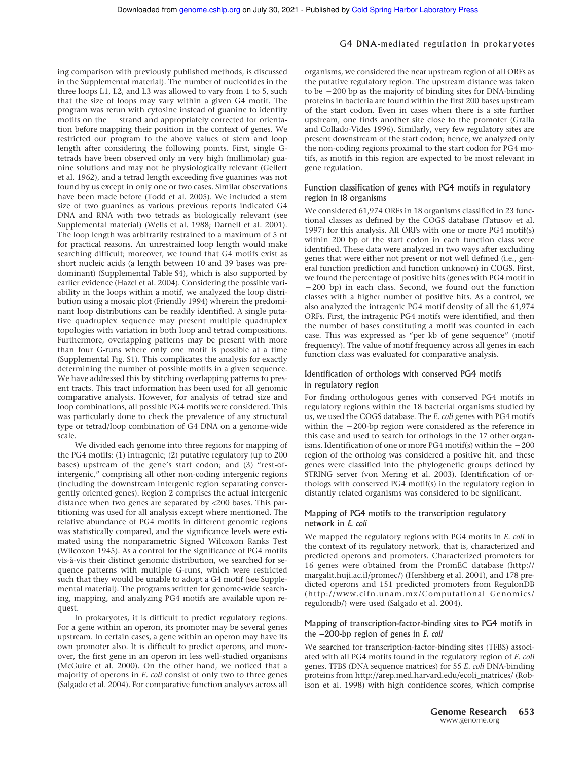ing comparison with previously published methods, is discussed in the Supplemental material). The number of nucleotides in the three loops L1, L2, and L3 was allowed to vary from 1 to 5, such that the size of loops may vary within a given G4 motif. The program was rerun with cytosine instead of guanine to identify motifs on the − strand and appropriately corrected for orientation before mapping their position in the context of genes. We restricted our program to the above values of stem and loop length after considering the following points. First, single G-tetrads have been observed only in very high (millimolar) guanine solutions and may not be physiologically relevant (Gellert et al. 1962), and a tetrad length exceeding five guanines was not found by us except in only one or two cases. Similar observations have been made before (Todd et al. 2005). We included a stem size of two guanines as various previous reports indicated G4 DNA and RNA with two tetrads as biologically relevant (see Supplemental material) (Wells et al. 1988; Darnell et al. 2001). The loop length was arbitrarily restrained to a maximum of 5 nt for practical reasons. An unrestrained loop length would make searching difficult; moreover, we found that G4 motifs exist as short nucleic acids (a length between 10 and 39 bases was predominant) (Supplemental Table S4), which is also supported by earlier evidence (Hazel et al. 2004). Considering the possible variability in the loops within a motif, we analyzed the loop distribution using a mosaic plot (Friendly 1994) wherein the predominant loop distributions can be readily identified. A single putative quadruplex sequence may present multiple quadruplex topologies with variation in both loop and tetrad compositions. Furthermore, overlapping patterns may be present with more than four G-runs where only one motif is possible at a time (Supplemental Fig. S1). This complicates the analysis for exactly determining the number of possible motifs in a given sequence. We have addressed this by stitching overlapping patterns to present tracts. This tract information has been used for all genomic comparative analysis. However, for analysis of tetrad size and loop combinations, all possible PG4 motifs were considered. This was particularly done to check the prevalence of any structural type or tetrad/loop combination of G4 DNA on a genome-wide scale.

We divided each genome into three regions for mapping of the PG4 motifs: (1) intragenic; (2) putative regulatory (up to 200 bases) upstream of the gene's start codon; and (3) "rest-of-intergenic," comprising all other non-coding intergenic regions (including the downstream intergenic region separating convergently oriented genes). Region 2 comprises the actual intergenic distance when two genes are separated by <200 bases. This partitioning was used for all analysis except where mentioned. The relative abundance of PG4 motifs in different genomic regions was statistically compared, and the significance levels were estimated using the nonparametric Signed Wilcoxon Ranks Test (Wilcoxon 1945). As a control for the significance of PG4 motifs vis-à-vis their distinct genomic distribution, we searched for sequence patterns with multiple G-runs, which were restricted such that they would be unable to adopt a G4 motif (see Supplemental material). The programs written for genome-wide searching, mapping, and analyzing PG4 motifs are available upon request.

In prokaryotes, it is difficult to predict regulatory regions. For a gene within an operon, its promoter may be several genes upstream. In certain cases, a gene within an operon may have its own promoter also. It is difficult to predict operons, and moreover, the first gene in an operon in less well-studied organisms (McGuire et al. 2000). On the other hand, we noticed that a majority of operons in *E. coli* consist of only two to three genes (Salgado et al. 2004). For comparative function analyses across all organisms, we considered the near upstream region of all ORFs as the putative regulatory region. The upstream distance was taken to be −200 bp as the majority of binding sites for DNA-binding proteins in bacteria are found within the first 200 bases upstream of the start codon. Even in cases when there is a site further upstream, one finds another site close to the promoter (Gralla and Collado-Vides 1996). Similarly, very few regulatory sites are present downstream of the start codon; hence, we analyzed only the non-coding regions proximal to the start codon for PG4 motifs, as motifs in this region are expected to be most relevant in gene regulation.

### Function classification of genes with PG4 motifs in regulatory region in 18 organisms

We considered 61,974 ORFs in 18 organisms classified in 23 functional classes as defined by the COGS database (Tatusov et al. 1997) for this analysis. All ORFs with one or more PG4 motif(s) within 200 bp of the start codon in each function class were identified. These data were analyzed in two ways after excluding genes that were either not present or not well defined (i.e., general function prediction and function unknown) in COGS. First, we found the percentage of positive hits (genes with PG4 motif in −200 bp) in each class. Second, we found out the function classes with a higher number of positive hits. As a control, we also analyzed the intragenic PG4 motif density of all the 61,974 ORFs. First, the intragenic PG4 motifs were identified, and then the number of bases constituting a motif was counted in each case. This was expressed as "per kb of gene sequence" (motif frequency). The value of motif frequency across all genes in each function class was evaluated for comparative analysis.

### Identification of orthologs with conserved PG4 motifs in regulatory region

For finding orthologous genes with conserved PG4 motifs in regulatory regions within the 18 bacterial organisms studied by us, we used the COGS database. The *E. coli* genes with PG4 motifs within the −200-bp region were considered as the reference in this case and used to search for orthologs in the 17 other organisms. Identification of one or more PG4 motif(s) within the −200 region of the ortholog was considered a positive hit, and these genes were classified into the phylogenetic groups defined by STRING server (von Mering et al. 2003). Identification of orthologs with conserved PG4 motif(s) in the regulatory region in distantly related organisms was considered to be significant.

### Mapping of PG4 motifs to the transcription regulatory network in *E. coli*

We mapped the regulatory regions with PG4 motifs in *E. coli* in the context of its regulatory network, that is, characterized and predicted operons and promoters. Characterized promoters for 16 genes were obtained from the PromEC database (http://margalit.huji.ac.il/promec/) (Hershberg et al. 2001), and 178 predicted operons and 151 predicted promoters from RegulonDB (http://www.cifn.unam.mx/Computational_Genomics/regulondb/) were used (Salgado et al. 2004).

### Mapping of transcription-factor-binding sites to PG4 motifs in the −200-bp region of genes in *E. coli*

We searched for transcription-factor-binding sites (TFBS) associated with all PG4 motifs found in the regulatory region of *E. coli* genes. TFBS (DNA sequence matrices) for 55 *E. coli* DNA-binding proteins from http://arep.med.harvard.edu/ecoli_matrices/ (Robison et al. 1998) with high confidence scores, which comprise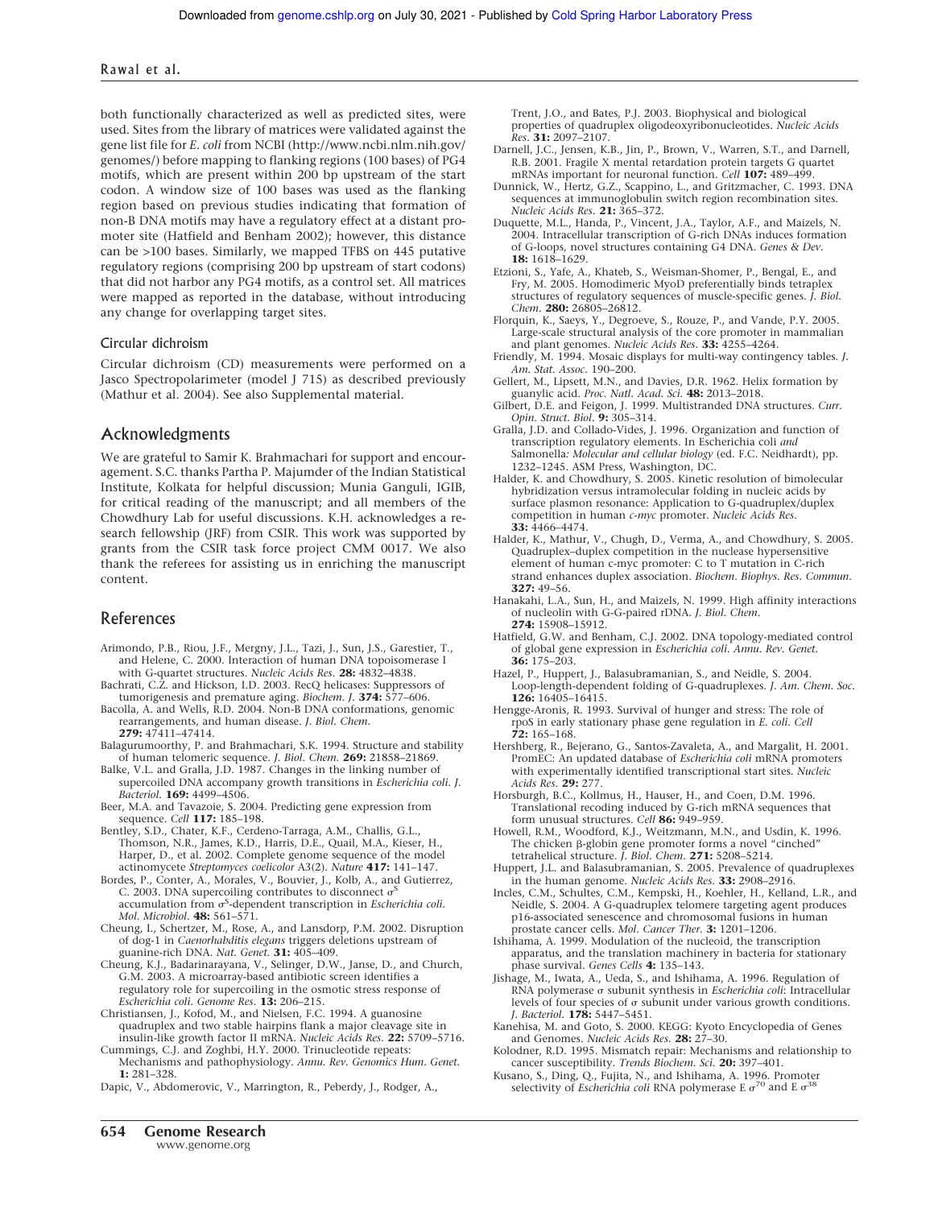both functionally characterized as well as predicted sites, were used. Sites from the library of matrices were validated against the gene list file for *E. coli* from NCBI (http://www.ncbi.nlm.nih.gov/genomes/) before mapping to flanking regions (100 bases) of PG4 motifs, which are present within 200 bp upstream of the start codon. A window size of 100 bases was used as the flanking region based on previous studies indicating that formation of non-B DNA motifs may have a regulatory effect at a distant promoter site (Hatfield and Benham 2002); however, this distance can be >100 bases. Similarly, we mapped TFBS on 445 putative regulatory regions (comprising 200 bp upstream of start codons) that did not harbor any PG4 motifs, as a control set. All matrices were mapped as reported in the database, without introducing any change for overlapping target sites.

### Circular dichroism

Circular dichroism (CD) measurements were performed on a Jasco Spectropolarimeter (model J 715) as described previously (Mathur et al. 2004). See also Supplemental material.

## Acknowledgments

We are grateful to Samir K. Brahmachari for support and encouragement. S.C. thanks Partha P. Majumder of the Indian Statistical Institute, Kolkata for helpful discussion; Munia Ganguli, IGIB, for critical reading of the manuscript; and all members of the Chowdhury Lab for useful discussions. K.H. acknowledges a research fellowship (JRF) from CSIR. This work was supported by grants from the CSIR task force project CMM 0017. We also thank the referees for assisting us in enriching the manuscript content.

## References

Arimondo, P.B., Riou, J.F., Mergny, J.L., Tazi, J., Sun, J.S., Garestier, T., and Helene, C. 2000. Interaction of human DNA topoisomerase I with G-quartet structures. *Nucleic Acids Res.* **28:** 4832–4838.

Bachrati, C.Z. and Hickson, I.D. 2003. RecQ helicases: Suppressors of tumorigenesis and premature aging. *Biochem. J.* **374:** 577–606.

Bacolla, A. and Wells, R.D. 2004. Non-B DNA conformations, genomic rearrangements, and human disease. *J. Biol. Chem.* **279:** 47411–47414.

Balagurumoorthy, P. and Brahmachari, S.K. 1994. Structure and stability of human telomeric sequence. *J. Biol. Chem.* **269:** 21858–21869.

Balke, V.L. and Gralla, J.D. 1987. Changes in the linking number of supercoiled DNA accompany growth transitions in *Escherichia coli*. *J. Bacteriol.* **169:** 4499–4506.

Beer, M.A. and Tavazoie, S. 2004. Predicting gene expression from sequence. *Cell* **117:** 185–198.

Bentley, S.D., Chater, K.F., Cerdeno-Tarraga, A.M., Challis, G.L., Thomson, N.R., James, K.D., Harris, D.E., Quail, M.A., Kieser, H., Harper, D., et al. 2002. Complete genome sequence of the model actinomycete *Streptomyces coelicolor* A3(2). *Nature* **417:** 141–147.

Bordes, P., Conter, A., Morales, V., Bouvier, J., Kolb, A., and Gutierrez, C. 2003. DNA supercoiling contributes to disconnect $\sigma^S$ accumulation from $\sigma^S$-dependent transcription in *Escherichia coli*. *Mol. Microbiol.* **48:** 561–571.

Cheung, I., Schertzer, M., Rose, A., and Lansdorp, P.M. 2002. Disruption of dog-1 in *Caenorhabditis elegans* triggers deletions upstream of guanine-rich DNA. *Nat. Genet.* **31:** 405–409.

Cheung, K.J., Badarinarayana, V., Selinger, D.W., Janse, D., and Church, G.M. 2003. A microarray-based antibiotic screen identifies a regulatory role for supercoiling in the osmotic stress response of *Escherichia coli*. *Genome Res.* **13:** 206–215.

Christiansen, J., Kofod, M., and Nielsen, F.C. 1994. A guanosine quadruplex and two stable hairpins flank a major cleavage site in insulin-like growth factor II mRNA. *Nucleic Acids Res.* **22:** 5709–5716.

Cummings, C.J. and Zoghbi, H.Y. 2000. Trinucleotide repeats: Mechanisms and pathophysiology. *Annu. Rev. Genomics Hum. Genet.* **1:** 281–328.

Dapic, V., Abdomerovic, V., Marrington, R., Peberdy, J., Rodger, A., Trent, J.O., and Bates, P.J. 2003. Biophysical and biological properties of quadruplex oligodeoxyribonucleotides. *Nucleic Acids Res.* **31:** 2097–2107.

Darnell, J.C., Jensen, K.B., Jin, P., Brown, V., Warren, S.T., and Darnell, R.B. 2001. Fragile X mental retardation protein targets G quartet mRNAs important for neuronal function. *Cell* **107:** 489–499.

Dunnick, W., Hertz, G.Z., Scappino, L., and Gritzmacher, C. 1993. DNA sequences at immunoglobulin switch region recombination sites. *Nucleic Acids Res.* **21:** 365–372.

Duquette, M.L., Handa, P., Vincent, J.A., Taylor, A.F., and Maizels, N. 2004. Intracellular transcription of G-rich DNAs induces formation of G-loops, novel structures containing G4 DNA. *Genes & Dev.* **18:** 1618–1629.

Etzioni, S., Yafe, A., Khateb, S., Weisman-Shomer, P., Bengal, E., and Fry, M. 2005. Homodimeric MyoD preferentially binds tetraplex structures of regulatory sequences of muscle-specific genes. *J. Biol. Chem.* **280:** 26805–26812.

Florquin, K., Saeys, Y., Degroeve, S., Rouze, P., and Vande, P.Y. 2005. Large-scale structural analysis of the core promoter in mammalian and plant genomes. *Nucleic Acids Res.* **33:** 4255–4264.

Friendly, M. 1994. Mosaic displays for multi-way contingency tables. *J. Am. Stat. Assoc.* 190–200.

Gellert, M., Lipsett, M.N., and Davies, D.R. 1962. Helix formation by guanylic acid. *Proc. Natl. Acad. Sci.* **48:** 2013–2018.

Gilbert, D.E. and Feigon, J. 1999. Multistranded DNA structures. *Curr. Opin. Struct. Biol.* **9:** 305–314.

Gralla, J.D. and Collado-Vides, J. 1996. Organization and function of transcription regulatory elements. In Escherichia coli *and* Salmonella*: Molecular and cellular biology* (ed. F.C. Neidhardt), pp. 1232–1245. ASM Press, Washington, DC.

Halder, K. and Chowdhury, S. 2005. Kinetic resolution of bimolecular hybridization versus intramolecular folding in nucleic acids by surface plasmon resonance: Application to G-quadruplex/duplex competition in human *c-myc* promoter. *Nucleic Acids Res.* **33:** 4466–4474.

Halder, K., Mathur, V., Chugh, D., Verma, A., and Chowdhury, S. 2005. Quadruplex–duplex competition in the nuclease hypersensitive element of human c-myc promoter: C to T mutation in C-rich strand enhances duplex association. *Biochem. Biophys. Res. Commun.* **327:** 49–56.

Hanakahi, L.A., Sun, H., and Maizels, N. 1999. High affinity interactions of nucleolin with G-G-paired rDNA. *J. Biol. Chem.* **274:** 15908–15912.

Hatfield, G.W. and Benham, C.J. 2002. DNA topology-mediated control of global gene expression in *Escherichia coli*. *Annu. Rev. Genet.* **36:** 175–203.

Hazel, P., Huppert, J., Balasubramanian, S., and Neidle, S. 2004. Loop-length-dependent folding of G-quadruplexes. *J. Am. Chem. Soc.* **126:** 16405–16415.

Hengge-Aronis, R. 1993. Survival of hunger and stress: The role of rpoS in early stationary phase gene regulation in *E. coli*. *Cell* **72:** 165–168.

Hershberg, R., Bejerano, G., Santos-Zavaleta, A., and Margalit, H. 2001. PromEC: An updated database of *Escherichia coli* mRNA promoters with experimentally identified transcriptional start sites. *Nucleic Acids Res.* **29:** 277.

Horsburgh, B.C., Kollmus, H., Hauser, H., and Coen, D.M. 1996. Translational recoding induced by G-rich mRNA sequences that form unusual structures. *Cell* **86:** 949–959.

Howell, R.M., Woodford, K.J., Weitzmann, M.N., and Usdin, K. 1996. The chicken β-globin gene promoter forms a novel "cinched" tetrahelical structure. *J. Biol. Chem.* **271:** 5208–5214.

Huppert, J.L. and Balasubramanian, S. 2005. Prevalence of quadruplexes in the human genome. *Nucleic Acids Res.* **33:** 2908–2916.

Incles, C.M., Schultes, C.M., Kempski, H., Koehler, H., Kelland, L.R., and Neidle, S. 2004. A G-quadruplex telomere targeting agent produces p16-associated senescence and chromosomal fusions in human prostate cancer cells. *Mol. Cancer Ther.* **3:** 1201–1206.

Ishihama, A. 1999. Modulation of the nucleoid, the transcription apparatus, and the translation machinery in bacteria for stationary phase survival. *Genes Cells* **4:** 135–143.

Jishage, M., Iwata, A., Ueda, S., and Ishihama, A. 1996. Regulation of RNA polymerase σ subunit synthesis in *Escherichia coli*: Intracellular levels of four species of σ subunit under various growth conditions. *J. Bacteriol.* **178:** 5447–5451.

Kanehisa, M. and Goto, S. 2000. KEGG: Kyoto Encyclopedia of Genes and Genomes. *Nucleic Acids Res.* **28:** 27–30.

Kolodner, R.D. 1995. Mismatch repair: Mechanisms and relationship to cancer susceptibility. *Trends Biochem. Sci.* **20:** 397–401.

Kusano, S., Ding, Q., Fujita, N., and Ishihama, A. 1996. Promoter selectivity of *Escherichia coli* RNA polymerase E $\sigma^{70}$ and E $\sigma^{38}$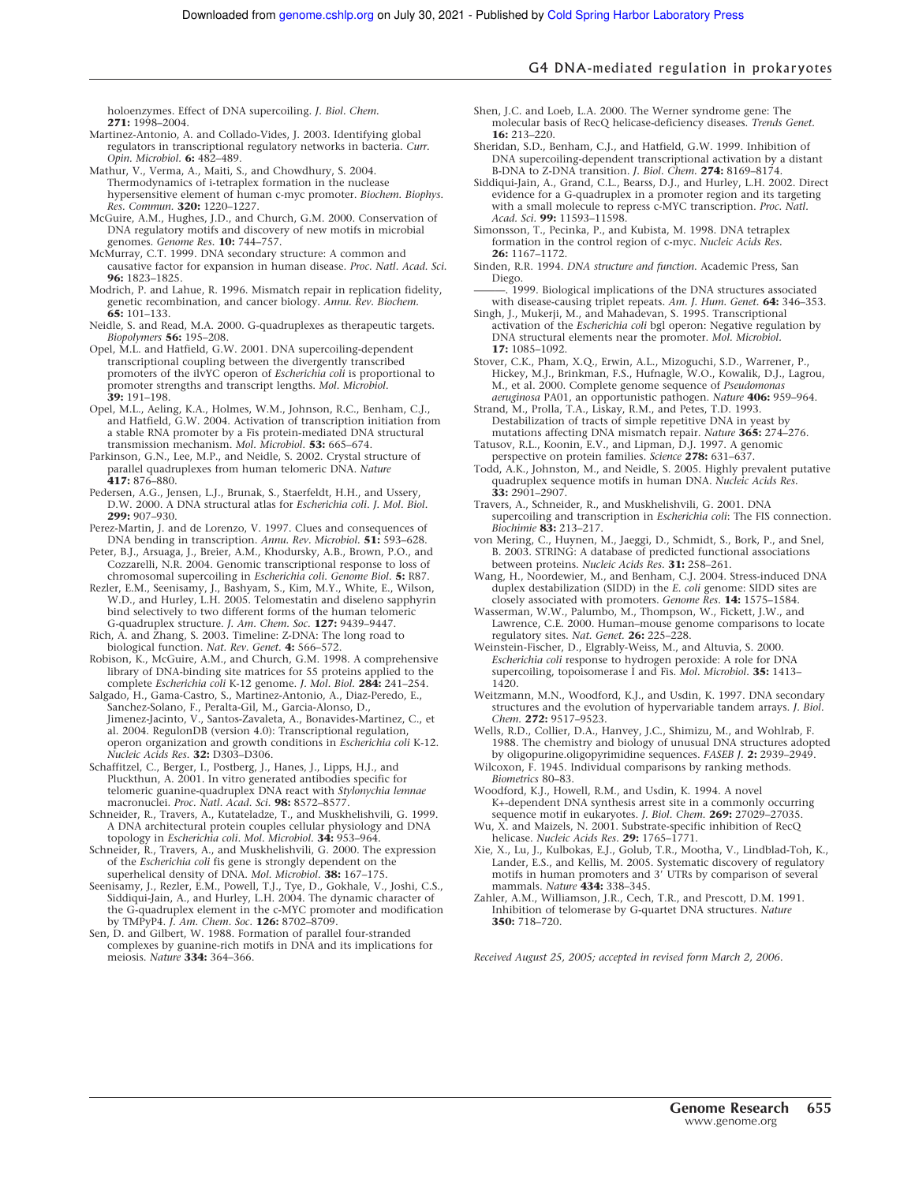holoenzymes. Effect of DNA supercoiling. *J. Biol. Chem.* **271:** 1998–2004.

Martinez-Antonio, A. and Collado-Vides, J. 2003. Identifying global regulators in transcriptional regulatory networks in bacteria. *Curr. Opin. Microbiol.* **6:** 482–489.

Mathur, V., Verma, A., Maiti, S., and Chowdhury, S. 2004. Thermodynamics of i-tetraplex formation in the nuclease hypersensitive element of human c-myc promoter. *Biochem. Biophys. Res. Commun.* **320:** 1220–1227.

McGuire, A.M., Hughes, J.D., and Church, G.M. 2000. Conservation of DNA regulatory motifs and discovery of new motifs in microbial genomes. *Genome Res.* **10:** 744–757.

McMurray, C.T. 1999. DNA secondary structure: A common and causative factor for expansion in human disease. *Proc. Natl. Acad. Sci.* **96:** 1823–1825.

Modrich, P. and Lahue, R. 1996. Mismatch repair in replication fidelity, genetic recombination, and cancer biology. *Annu. Rev. Biochem.* **65:** 101–133.

Neidle, S. and Read, M.A. 2000. G-quadruplexes as therapeutic targets. *Biopolymers* **56:** 195–208.

Opel, M.L. and Hatfield, G.W. 2001. DNA supercoiling-dependent transcriptional coupling between the divergently transcribed promoters of the ilvYC operon of *Escherichia coli* is proportional to promoter strengths and transcript lengths. *Mol. Microbiol.* **39:** 191–198.

Opel, M.L., Aeling, K.A., Holmes, W.M., Johnson, R.C., Benham, C.J., and Hatfield, G.W. 2004. Activation of transcription initiation from a stable RNA promoter by a Fis protein-mediated DNA structural transmission mechanism. *Mol. Microbiol.* **53:** 665–674.

Parkinson, G.N., Lee, M.P., and Neidle, S. 2002. Crystal structure of parallel quadruplexes from human telomeric DNA. *Nature* **417:** 876–880.

Pedersen, A.G., Jensen, L.J., Brunak, S., Staerfeldt, H.H., and Ussery, D.W. 2000. A DNA structural atlas for *Escherichia coli*. *J. Mol. Biol.* **299:** 907–930.

Perez-Martin, J. and de Lorenzo, V. 1997. Clues and consequences of DNA bending in transcription. *Annu. Rev. Microbiol.* **51:** 593–628.

Peter, B.J., Arsuaga, J., Breier, A.M., Khodursky, A.B., Brown, P.O., and Cozzarelli, N.R. 2004. Genomic transcriptional response to loss of chromosomal supercoiling in *Escherichia coli*. *Genome Biol.* **5:** R87.

Rezler, E.M., Seenisamy, J., Bashyam, S., Kim, M.Y., White, E., Wilson, W.D., and Hurley, L.H. 2005. Telomestatin and diseleno sapphyrin bind selectively to two different forms of the human telomeric G-quadruplex structure. *J. Am. Chem. Soc.* **127:** 9439–9447.

Rich, A. and Zhang, S. 2003. Timeline: Z-DNA: The long road to biological function. *Nat. Rev. Genet.* **4:** 566–572.

Robison, K., McGuire, A.M., and Church, G.M. 1998. A comprehensive library of DNA-binding site matrices for 55 proteins applied to the complete *Escherichia coli* K-12 genome. *J. Mol. Biol.* **284:** 241–254.

Salgado, H., Gama-Castro, S., Martinez-Antonio, A., Diaz-Peredo, E., Sanchez-Solano, F., Peralta-Gil, M., Garcia-Alonso, D., Jimenez-Jacinto, V., Santos-Zavaleta, A., Bonavides-Martinez, C., et al. 2004. RegulonDB (version 4.0): Transcriptional regulation, operon organization and growth conditions in *Escherichia coli* K-12. *Nucleic Acids Res.* **32:** D303–D306.

Schaffitzel, C., Berger, I., Postberg, J., Hanes, J., Lipps, H.J., and Pluckthun, A. 2001. In vitro generated antibodies specific for telomeric guanine-quadruplex DNA react with *Stylonychia lemnae* macronuclei. *Proc. Natl. Acad. Sci.* **98:** 8572–8577.

Schneider, R., Travers, A., Kutateladze, T., and Muskhelishvili, G. 1999. A DNA architectural protein couples cellular physiology and DNA topology in *Escherichia coli*. *Mol. Microbiol.* **34:** 953–964.

Schneider, R., Travers, A., and Muskhelishvili, G. 2000. The expression of the *Escherichia coli* fis gene is strongly dependent on the superhelical density of DNA. *Mol. Microbiol.* **38:** 167–175.

Seenisamy, J., Rezler, E.M., Powell, T.J., Tye, D., Gokhale, V., Joshi, C.S., Siddiqui-Jain, A., and Hurley, L.H. 2004. The dynamic character of the G-quadruplex element in the c-MYC promoter and modification by TMPyP4. *J. Am. Chem. Soc.* **126:** 8702–8709.

Sen, D. and Gilbert, W. 1988. Formation of parallel four-stranded complexes by guanine-rich motifs in DNA and its implications for meiosis. *Nature* **334:** 364–366.

Shen, J.C. and Loeb, L.A. 2000. The Werner syndrome gene: The molecular basis of RecQ helicase-deficiency diseases. *Trends Genet.* **16:** 213–220.

Sheridan, S.D., Benham, C.J., and Hatfield, G.W. 1999. Inhibition of DNA supercoiling-dependent transcriptional activation by a distant B-DNA to Z-DNA transition. *J. Biol. Chem.* **274:** 8169–8174.

Siddiqui-Jain, A., Grand, C.L., Bearss, D.J., and Hurley, L.H. 2002. Direct evidence for a G-quadruplex in a promoter region and its targeting with a small molecule to repress c-MYC transcription. *Proc. Natl. Acad. Sci.* **99:** 11593–11598.

Simonsson, T., Pecinka, P., and Kubista, M. 1998. DNA tetraplex formation in the control region of c-myc. *Nucleic Acids Res.* **26:** 1167–1172.

Sinden, R.R. 1994. *DNA structure and function.* Academic Press, San Diego.

———. 1999. Biological implications of the DNA structures associated with disease-causing triplet repeats. *Am. J. Hum. Genet.* **64:** 346–353.

Singh, J., Mukerji, M., and Mahadevan, S. 1995. Transcriptional activation of the *Escherichia coli* bgl operon: Negative regulation by DNA structural elements near the promoter. *Mol. Microbiol.* **17:** 1085–1092.

Stover, C.K., Pham, X.Q., Erwin, A.L., Mizoguchi, S.D., Warrener, P., Hickey, M.J., Brinkman, F.S., Hufnagle, W.O., Kowalik, D.J., Lagrou, M., et al. 2000. Complete genome sequence of *Pseudomonas aeruginosa* PA01, an opportunistic pathogen. *Nature* **406:** 959–964.

Strand, M., Prolla, T.A., Liskay, R.M., and Petes, T.D. 1993. Destabilization of tracts of simple repetitive DNA in yeast by mutations affecting DNA mismatch repair. *Nature* **365:** 274–276.

Tatusov, R.L., Koonin, E.V., and Lipman, D.J. 1997. A genomic perspective on protein families. *Science* **278:** 631–637.

Todd, A.K., Johnston, M., and Neidle, S. 2005. Highly prevalent putative quadruplex sequence motifs in human DNA. *Nucleic Acids Res.* **33:** 2901–2907.

Travers, A., Schneider, R., and Muskhelishvili, G. 2001. DNA supercoiling and transcription in *Escherichia coli*: The FIS connection. *Biochimie* **83:** 213–217.

von Mering, C., Huynen, M., Jaeggi, D., Schmidt, S., Bork, P., and Snel, B. 2003. STRING: A database of predicted functional associations between proteins. *Nucleic Acids Res.* **31:** 258–261.

Wang, H., Noordewier, M., and Benham, C.J. 2004. Stress-induced DNA duplex destabilization (SIDD) in the *E. coli* genome: SIDD sites are closely associated with promoters. *Genome Res.* **14:** 1575–1584.

Wasserman, W.W., Palumbo, M., Thompson, W., Fickett, J.W., and Lawrence, C.E. 2000. Human–mouse genome comparisons to locate regulatory sites. *Nat. Genet.* **26:** 225–228.

Weinstein-Fischer, D., Elgrably-Weiss, M., and Altuvia, S. 2000. *Escherichia coli* response to hydrogen peroxide: A role for DNA supercoiling, topoisomerase I and Fis. *Mol. Microbiol.* **35:** 1413–1420.

Weitzmann, M.N., Woodford, K.J., and Usdin, K. 1997. DNA secondary structures and the evolution of hypervariable tandem arrays. *J. Biol. Chem.* **272:** 9517–9523.

Wells, R.D., Collier, D.A., Hanvey, J.C., Shimizu, M., and Wohlrab, F. 1988. The chemistry and biology of unusual DNA structures adopted by oligopurine.oligopyrimidine sequences. *FASEB J.* **2:** 2939–2949.

Wilcoxon, F. 1945. Individual comparisons by ranking methods. *Biometrics* 80–83.

Woodford, K.J., Howell, R.M., and Usdin, K. 1994. A novel K+-dependent DNA synthesis arrest site in a commonly occurring sequence motif in eukaryotes. *J. Biol. Chem.* **269:** 27029–27035.

Wu, X. and Maizels, N. 2001. Substrate-specific inhibition of RecQ helicase. *Nucleic Acids Res.* **29:** 1765–1771.

Xie, X., Lu, J., Kulbokas, E.J., Golub, T.R., Mootha, V., Lindblad-Toh, K., Lander, E.S., and Kellis, M. 2005. Systematic discovery of regulatory motifs in human promoters and 3′ UTRs by comparison of several mammals. *Nature* **434:** 338–345.

Zahler, A.M., Williamson, J.R., Cech, T.R., and Prescott, D.M. 1991. Inhibition of telomerase by G-quartet DNA structures. *Nature* **350:** 718–720.

*Received August 25, 2005; accepted in revised form March 2, 2006.*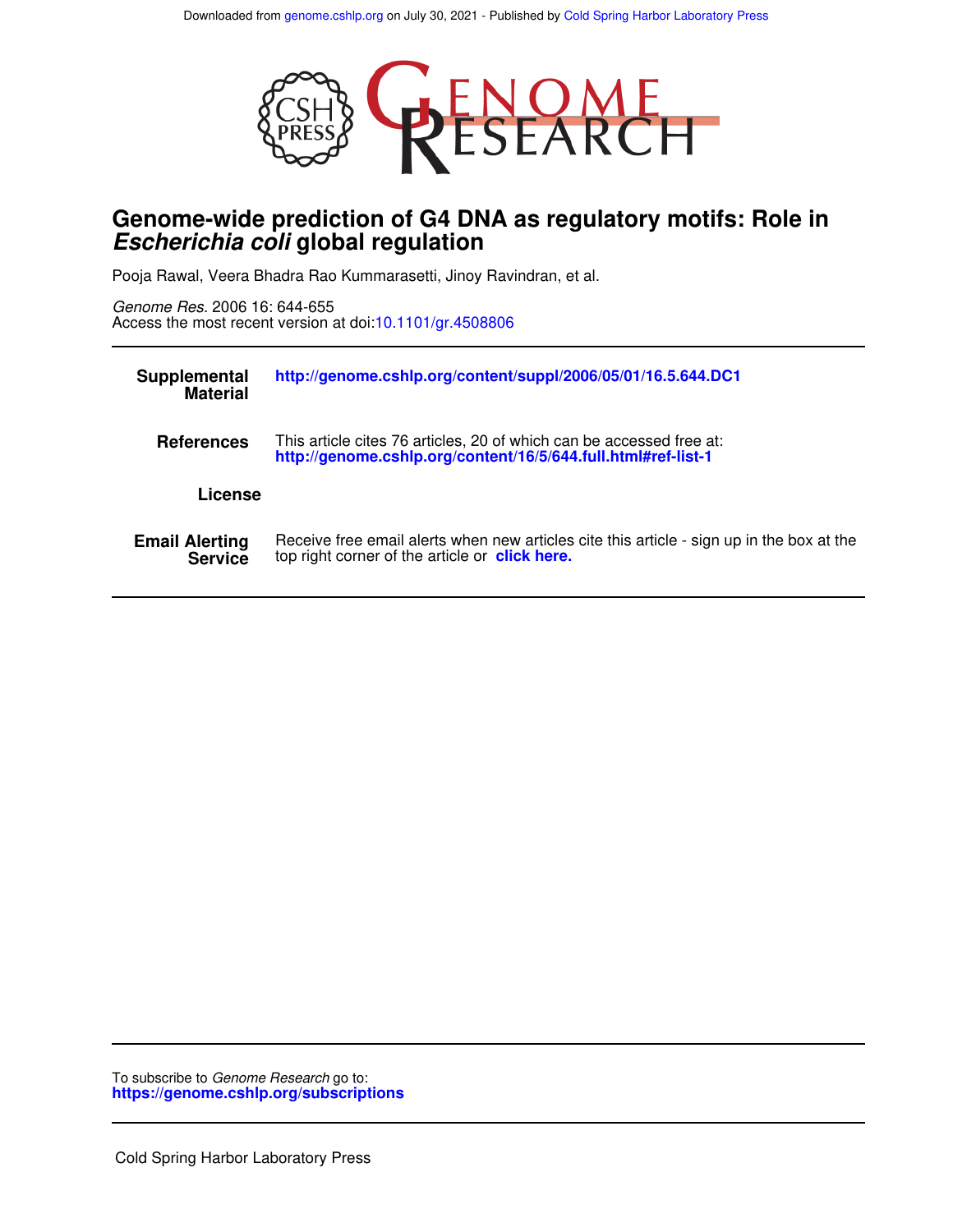Downloaded from genome.cshlp.org on July 30, 2021 - Published by Cold Spring Harbor Laboratory Press

# Genome-wide prediction of G4 DNA as regulatory motifs: Role in *Escherichia coli* global regulation

Pooja Rawal, Veera Bhadra Rao Kummarasetti, Jinoy Ravindran, et al.

*Genome Res.* 2006 16: 644-655
Access the most recent version at doi:10.1101/gr.4508806

| | |
|---|---|
| **Supplemental Material** | **http://genome.cshlp.org/content/suppl/2006/05/01/16.5.644.DC1** |
| **References** | This article cites 76 articles, 20 of which can be accessed free at: **http://genome.cshlp.org/content/16/5/644.full.html#ref-list-1** |
| **License** | |
| **Email Alerting Service** | Receive free email alerts when new articles cite this article - sign up in the box at the top right corner of the article or **click here.** |

To subscribe to *Genome Research* go to:
**https://genome.cshlp.org/subscriptions**

Cold Spring Harbor Laboratory Press